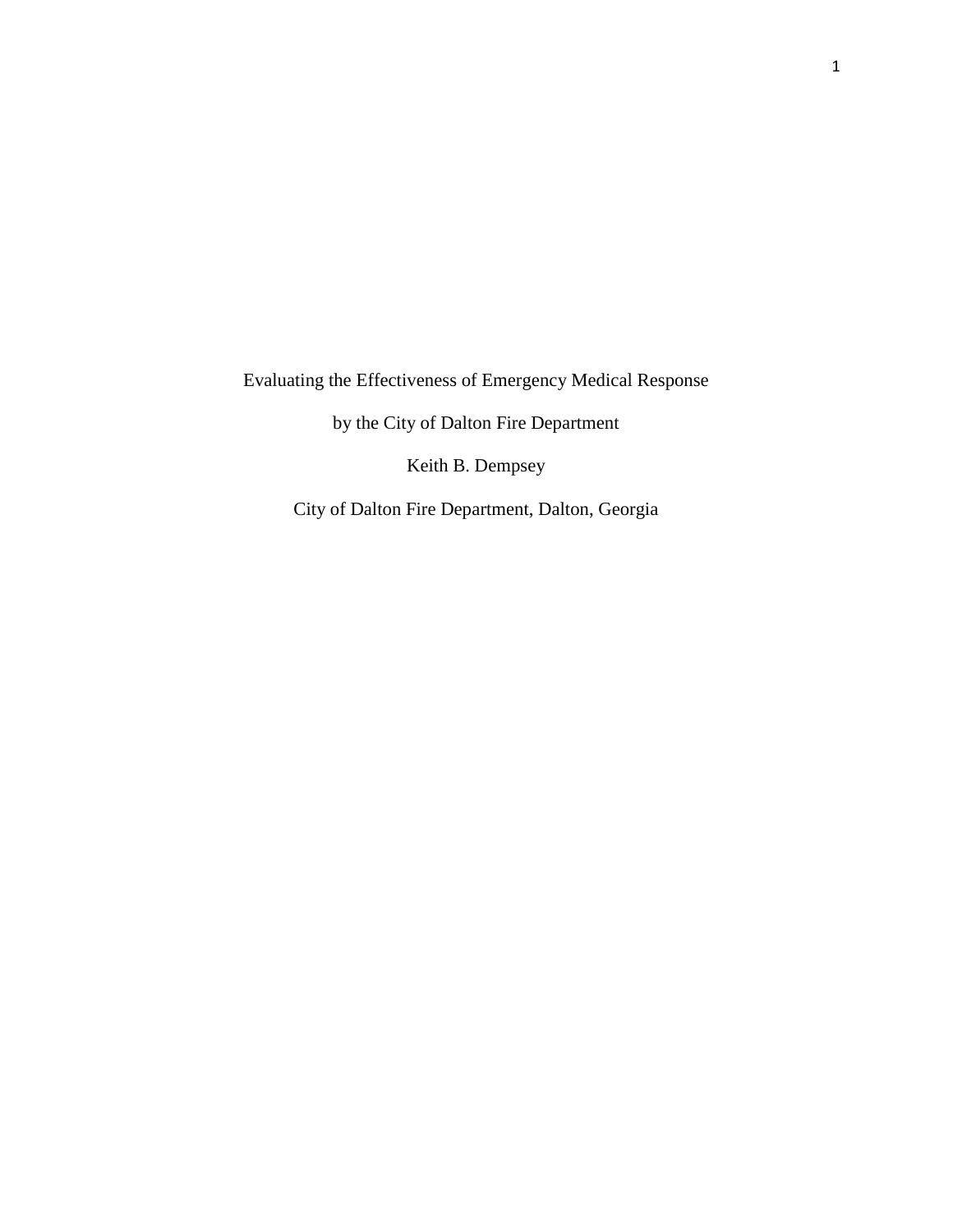# Evaluating the Effectiveness of Emergency Medical Response by the City of Dalton Fire Department

Keith B. Dempsey

City of Dalton Fire Department, Dalton, Georgia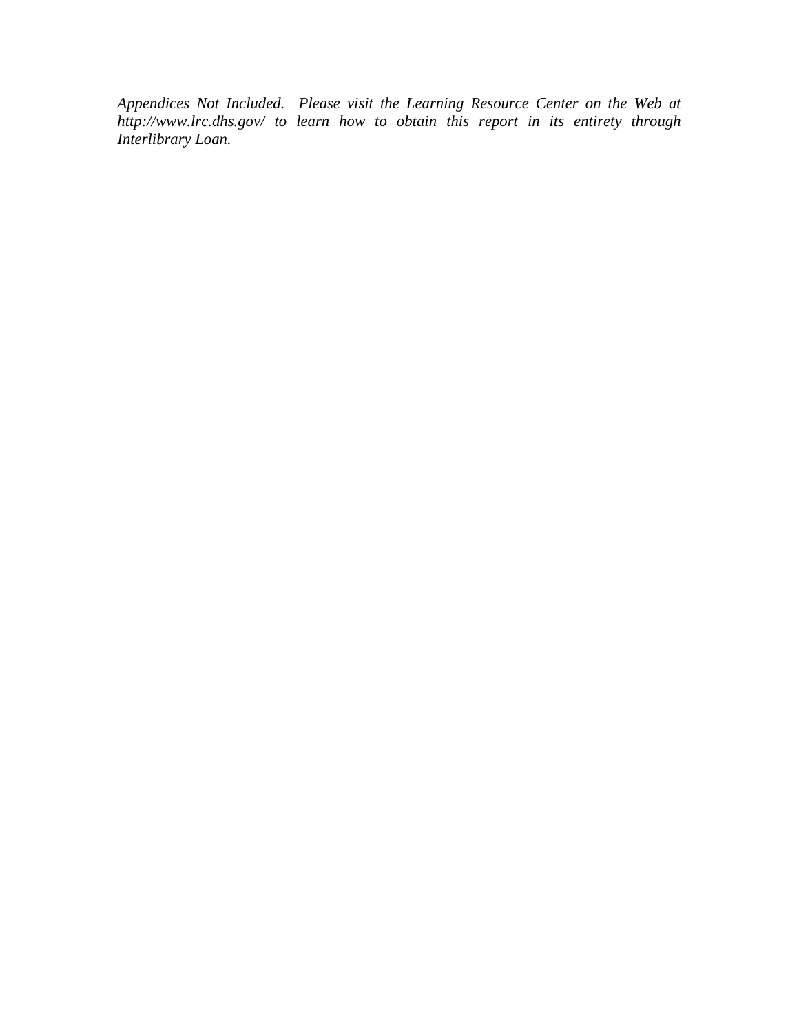*Appendices Not Included. Please visit the Learning Resource Center on the Web at http://www.lrc.dhs.gov/ to learn how to obtain this report in its entirety through Interlibrary Loan.*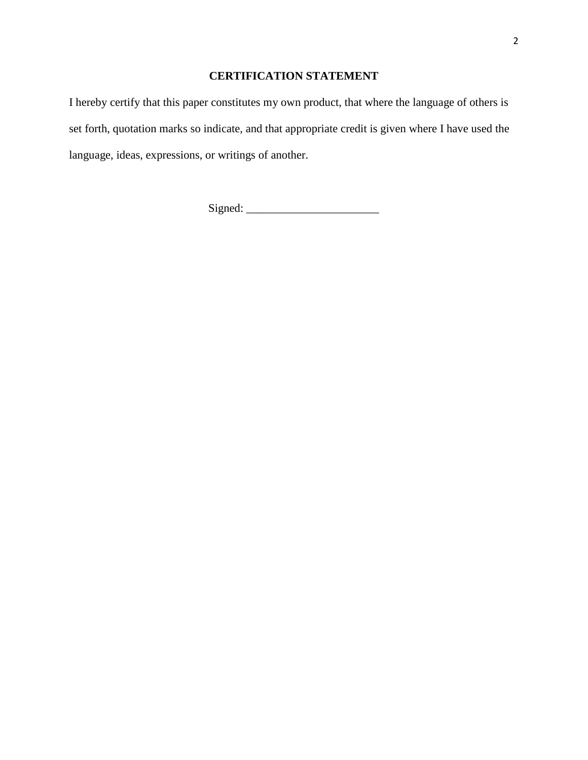**CERTIFICATION STATEMENT**

I hereby certify that this paper constitutes my own product, that where the language of others is set forth, quotation marks so indicate, and that appropriate credit is given where I have used the language, ideas, expressions, or writings of another.

Signed: _______________________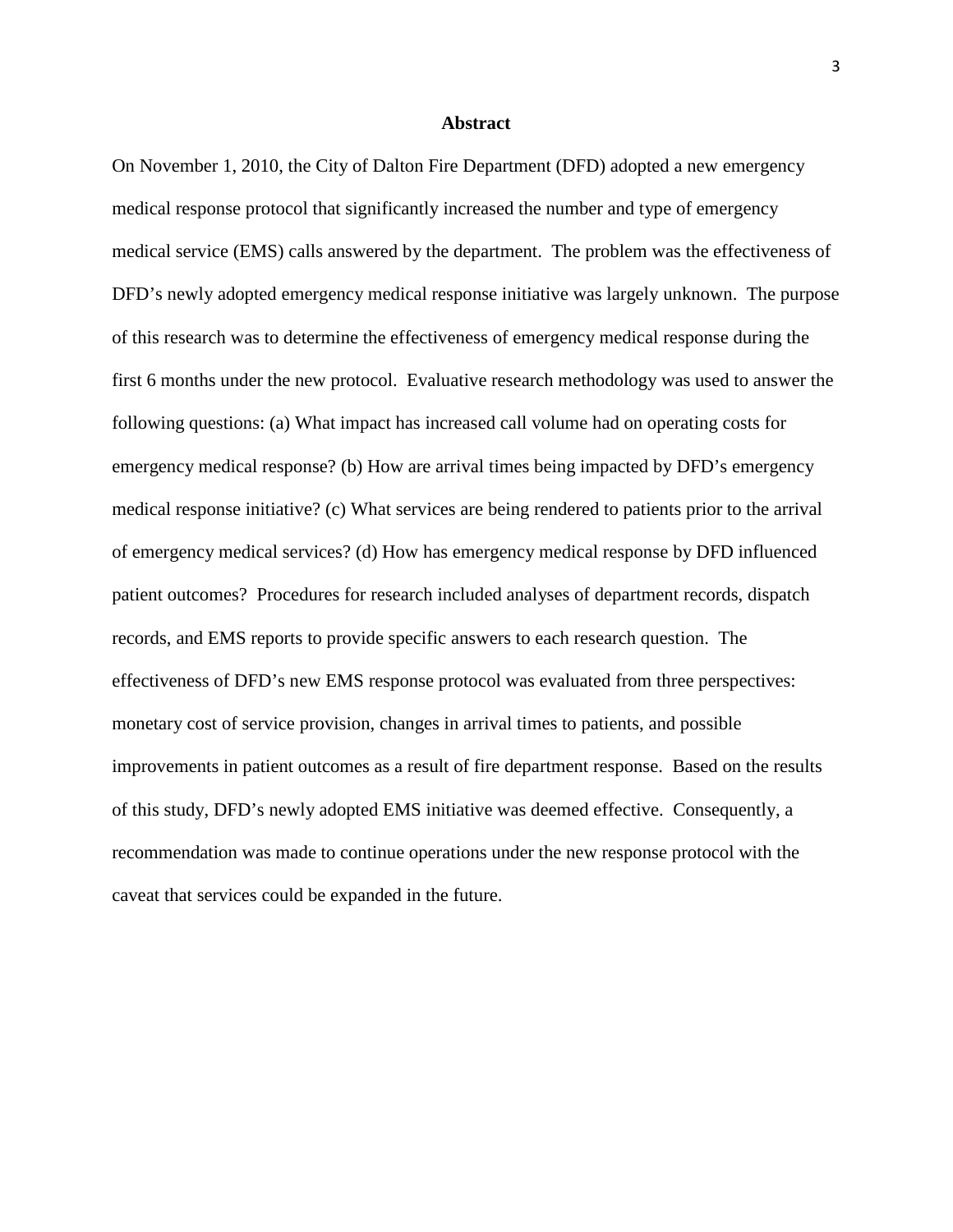# Abstract

On November 1, 2010, the City of Dalton Fire Department (DFD) adopted a new emergency medical response protocol that significantly increased the number and type of emergency medical service (EMS) calls answered by the department. The problem was the effectiveness of DFD's newly adopted emergency medical response initiative was largely unknown. The purpose of this research was to determine the effectiveness of emergency medical response during the first 6 months under the new protocol. Evaluative research methodology was used to answer the following questions: (a) What impact has increased call volume had on operating costs for emergency medical response? (b) How are arrival times being impacted by DFD's emergency medical response initiative? (c) What services are being rendered to patients prior to the arrival of emergency medical services? (d) How has emergency medical response by DFD influenced patient outcomes? Procedures for research included analyses of department records, dispatch records, and EMS reports to provide specific answers to each research question. The effectiveness of DFD's new EMS response protocol was evaluated from three perspectives: monetary cost of service provision, changes in arrival times to patients, and possible improvements in patient outcomes as a result of fire department response. Based on the results of this study, DFD's newly adopted EMS initiative was deemed effective. Consequently, a recommendation was made to continue operations under the new response protocol with the caveat that services could be expanded in the future.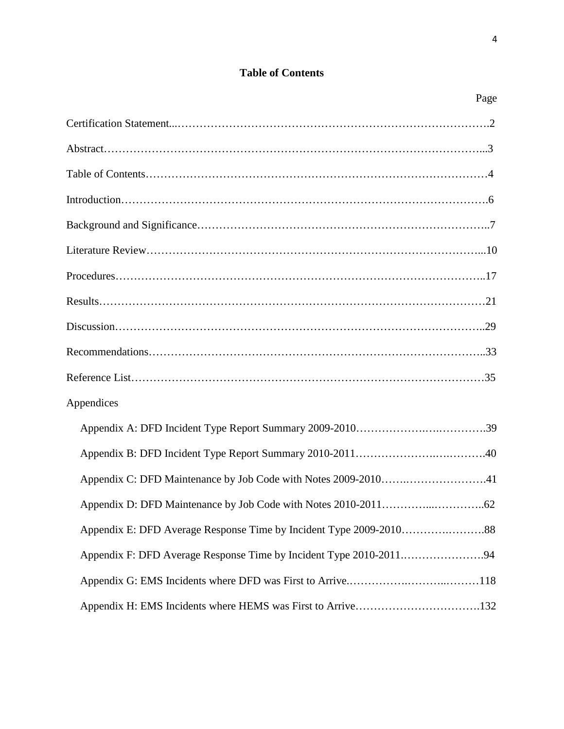**Table of Contents**

| | Page |
|---|---|
| Certification Statement | 2 |
| Abstract | 3 |
| Table of Contents | 4 |
| Introduction | 6 |
| Background and Significance | 7 |
| Literature Review | 10 |
| Procedures | 17 |
| Results | 21 |
| Discussion | 29 |
| Recommendations | 33 |
| Reference List | 35 |
| Appendices | |
| Appendix A: DFD Incident Type Report Summary 2009-2010 | 39 |
| Appendix B: DFD Incident Type Report Summary 2010-2011 | 40 |
| Appendix C: DFD Maintenance by Job Code with Notes 2009-2010 | 41 |
| Appendix D: DFD Maintenance by Job Code with Notes 2010-2011 | 62 |
| Appendix E: DFD Average Response Time by Incident Type 2009-2010 | 88 |
| Appendix F: DFD Average Response Time by Incident Type 2010-2011 | 94 |
| Appendix G: EMS Incidents where DFD was First to Arrive | 118 |
| Appendix H: EMS Incidents where HEMS was First to Arrive | 132 |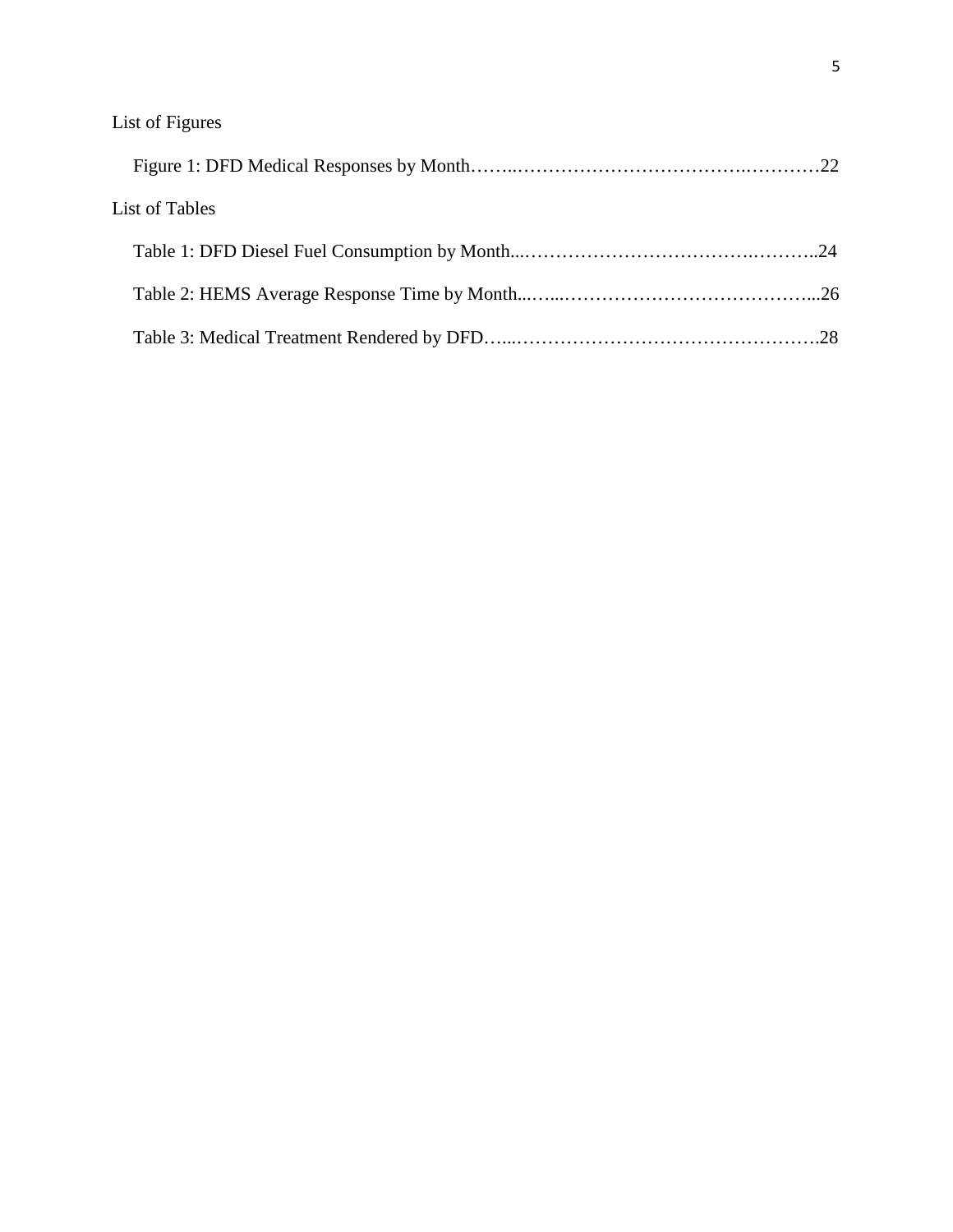List of Figures

Figure 1: DFD Medical Responses by Month……..……………………………….…………22

List of Tables

Table 1: DFD Diesel Fuel Consumption by Month...……………………………….………..24

Table 2: HEMS Average Response Time by Month...…...…………………………………...26

Table 3: Medical Treatment Rendered by DFD…...………………………………………….28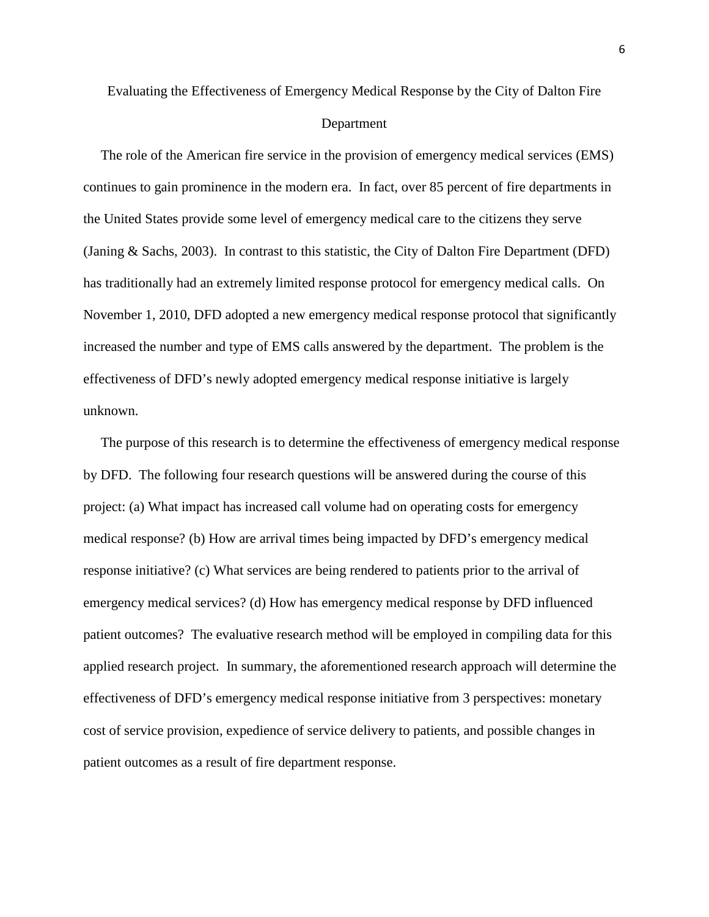# Evaluating the Effectiveness of Emergency Medical Response by the City of Dalton Fire Department

The role of the American fire service in the provision of emergency medical services (EMS) continues to gain prominence in the modern era. In fact, over 85 percent of fire departments in the United States provide some level of emergency medical care to the citizens they serve (Janing & Sachs, 2003). In contrast to this statistic, the City of Dalton Fire Department (DFD) has traditionally had an extremely limited response protocol for emergency medical calls. On November 1, 2010, DFD adopted a new emergency medical response protocol that significantly increased the number and type of EMS calls answered by the department. The problem is the effectiveness of DFD's newly adopted emergency medical response initiative is largely unknown.

The purpose of this research is to determine the effectiveness of emergency medical response by DFD. The following four research questions will be answered during the course of this project: (a) What impact has increased call volume had on operating costs for emergency medical response? (b) How are arrival times being impacted by DFD's emergency medical response initiative? (c) What services are being rendered to patients prior to the arrival of emergency medical services? (d) How has emergency medical response by DFD influenced patient outcomes? The evaluative research method will be employed in compiling data for this applied research project. In summary, the aforementioned research approach will determine the effectiveness of DFD's emergency medical response initiative from 3 perspectives: monetary cost of service provision, expedience of service delivery to patients, and possible changes in patient outcomes as a result of fire department response.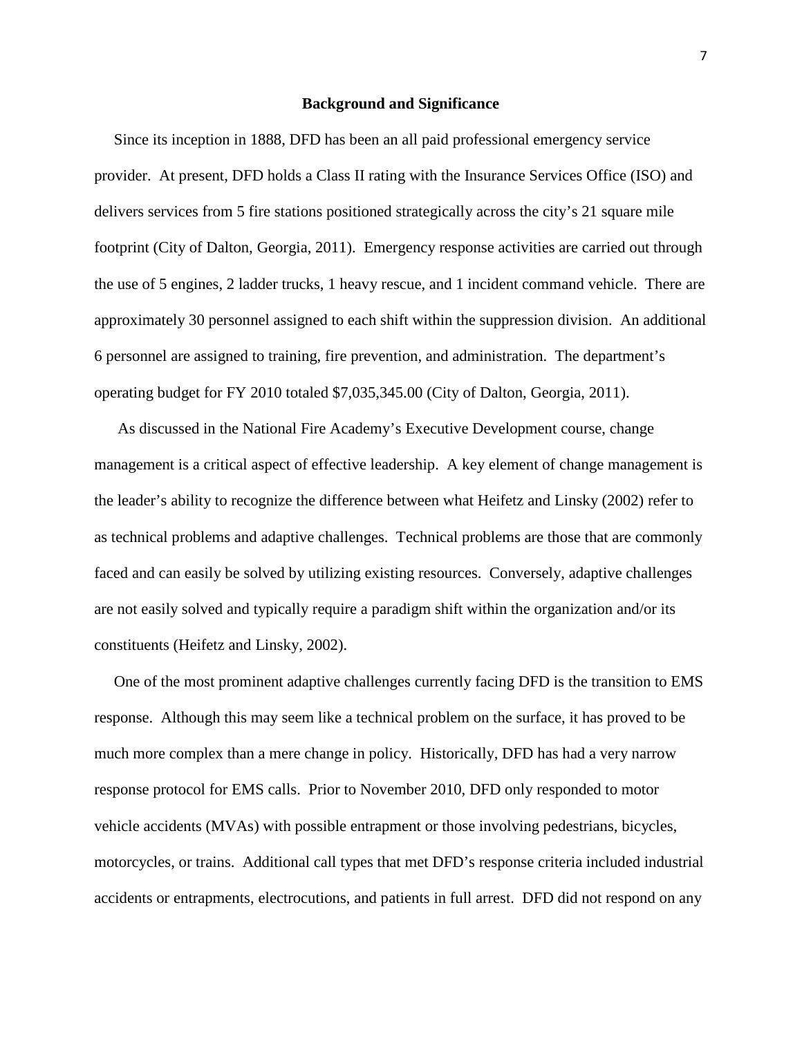## Background and Significance

Since its inception in 1888, DFD has been an all paid professional emergency service provider. At present, DFD holds a Class II rating with the Insurance Services Office (ISO) and delivers services from 5 fire stations positioned strategically across the city's 21 square mile footprint (City of Dalton, Georgia, 2011). Emergency response activities are carried out through the use of 5 engines, 2 ladder trucks, 1 heavy rescue, and 1 incident command vehicle. There are approximately 30 personnel assigned to each shift within the suppression division. An additional 6 personnel are assigned to training, fire prevention, and administration. The department's operating budget for FY 2010 totaled $7,035,345.00 (City of Dalton, Georgia, 2011).

As discussed in the National Fire Academy's Executive Development course, change management is a critical aspect of effective leadership. A key element of change management is the leader's ability to recognize the difference between what Heifetz and Linsky (2002) refer to as technical problems and adaptive challenges. Technical problems are those that are commonly faced and can easily be solved by utilizing existing resources. Conversely, adaptive challenges are not easily solved and typically require a paradigm shift within the organization and/or its constituents (Heifetz and Linsky, 2002).

One of the most prominent adaptive challenges currently facing DFD is the transition to EMS response. Although this may seem like a technical problem on the surface, it has proved to be much more complex than a mere change in policy. Historically, DFD has had a very narrow response protocol for EMS calls. Prior to November 2010, DFD only responded to motor vehicle accidents (MVAs) with possible entrapment or those involving pedestrians, bicycles, motorcycles, or trains. Additional call types that met DFD's response criteria included industrial accidents or entrapments, electrocutions, and patients in full arrest. DFD did not respond on any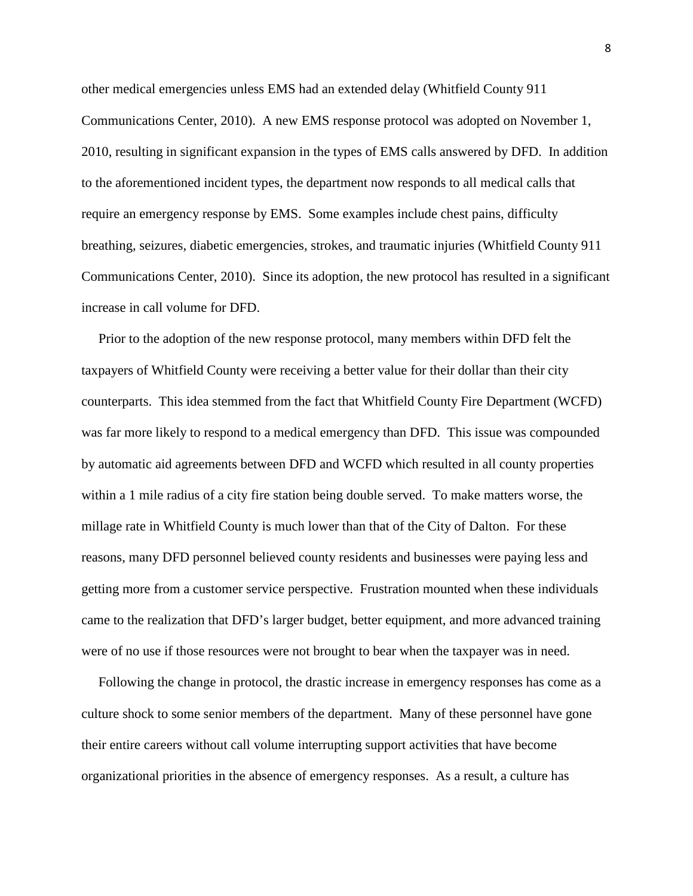other medical emergencies unless EMS had an extended delay (Whitfield County 911 Communications Center, 2010). A new EMS response protocol was adopted on November 1, 2010, resulting in significant expansion in the types of EMS calls answered by DFD. In addition to the aforementioned incident types, the department now responds to all medical calls that require an emergency response by EMS. Some examples include chest pains, difficulty breathing, seizures, diabetic emergencies, strokes, and traumatic injuries (Whitfield County 911 Communications Center, 2010). Since its adoption, the new protocol has resulted in a significant increase in call volume for DFD.

Prior to the adoption of the new response protocol, many members within DFD felt the taxpayers of Whitfield County were receiving a better value for their dollar than their city counterparts. This idea stemmed from the fact that Whitfield County Fire Department (WCFD) was far more likely to respond to a medical emergency than DFD. This issue was compounded by automatic aid agreements between DFD and WCFD which resulted in all county properties within a 1 mile radius of a city fire station being double served. To make matters worse, the millage rate in Whitfield County is much lower than that of the City of Dalton. For these reasons, many DFD personnel believed county residents and businesses were paying less and getting more from a customer service perspective. Frustration mounted when these individuals came to the realization that DFD's larger budget, better equipment, and more advanced training were of no use if those resources were not brought to bear when the taxpayer was in need.

Following the change in protocol, the drastic increase in emergency responses has come as a culture shock to some senior members of the department. Many of these personnel have gone their entire careers without call volume interrupting support activities that have become organizational priorities in the absence of emergency responses. As a result, a culture has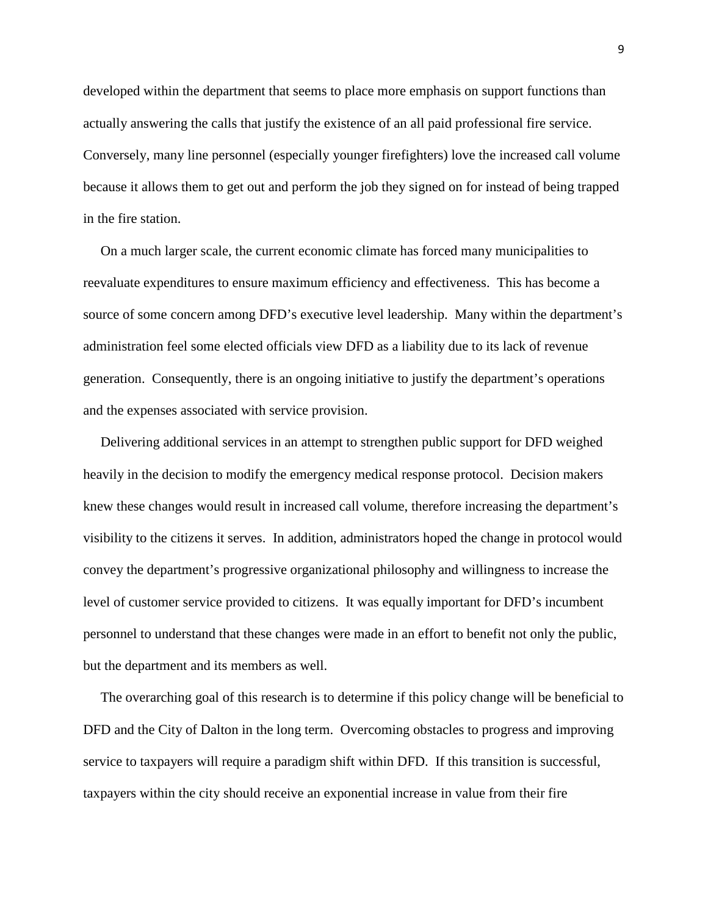developed within the department that seems to place more emphasis on support functions than actually answering the calls that justify the existence of an all paid professional fire service. Conversely, many line personnel (especially younger firefighters) love the increased call volume because it allows them to get out and perform the job they signed on for instead of being trapped in the fire station.

On a much larger scale, the current economic climate has forced many municipalities to reevaluate expenditures to ensure maximum efficiency and effectiveness. This has become a source of some concern among DFD's executive level leadership. Many within the department's administration feel some elected officials view DFD as a liability due to its lack of revenue generation. Consequently, there is an ongoing initiative to justify the department's operations and the expenses associated with service provision.

Delivering additional services in an attempt to strengthen public support for DFD weighed heavily in the decision to modify the emergency medical response protocol. Decision makers knew these changes would result in increased call volume, therefore increasing the department's visibility to the citizens it serves. In addition, administrators hoped the change in protocol would convey the department's progressive organizational philosophy and willingness to increase the level of customer service provided to citizens. It was equally important for DFD's incumbent personnel to understand that these changes were made in an effort to benefit not only the public, but the department and its members as well.

The overarching goal of this research is to determine if this policy change will be beneficial to DFD and the City of Dalton in the long term. Overcoming obstacles to progress and improving service to taxpayers will require a paradigm shift within DFD. If this transition is successful, taxpayers within the city should receive an exponential increase in value from their fire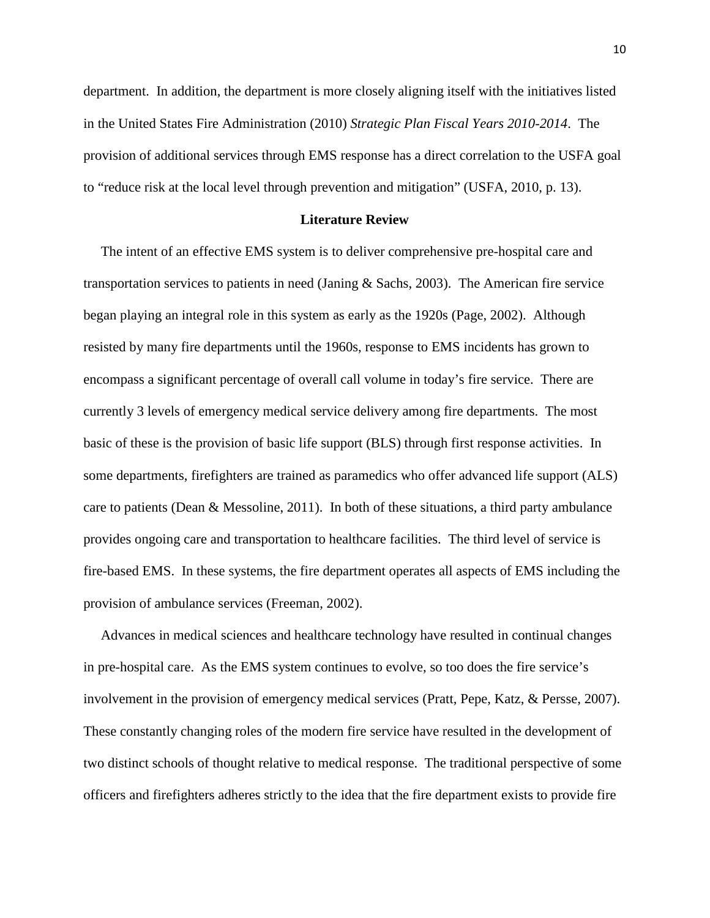department. In addition, the department is more closely aligning itself with the initiatives listed in the United States Fire Administration (2010) *Strategic Plan Fiscal Years 2010-2014*. The provision of additional services through EMS response has a direct correlation to the USFA goal to "reduce risk at the local level through prevention and mitigation" (USFA, 2010, p. 13).

## Literature Review

The intent of an effective EMS system is to deliver comprehensive pre-hospital care and transportation services to patients in need (Janing & Sachs, 2003). The American fire service began playing an integral role in this system as early as the 1920s (Page, 2002). Although resisted by many fire departments until the 1960s, response to EMS incidents has grown to encompass a significant percentage of overall call volume in today's fire service. There are currently 3 levels of emergency medical service delivery among fire departments. The most basic of these is the provision of basic life support (BLS) through first response activities. In some departments, firefighters are trained as paramedics who offer advanced life support (ALS) care to patients (Dean & Messoline, 2011). In both of these situations, a third party ambulance provides ongoing care and transportation to healthcare facilities. The third level of service is fire-based EMS. In these systems, the fire department operates all aspects of EMS including the provision of ambulance services (Freeman, 2002).

Advances in medical sciences and healthcare technology have resulted in continual changes in pre-hospital care. As the EMS system continues to evolve, so too does the fire service's involvement in the provision of emergency medical services (Pratt, Pepe, Katz, & Persse, 2007). These constantly changing roles of the modern fire service have resulted in the development of two distinct schools of thought relative to medical response. The traditional perspective of some officers and firefighters adheres strictly to the idea that the fire department exists to provide fire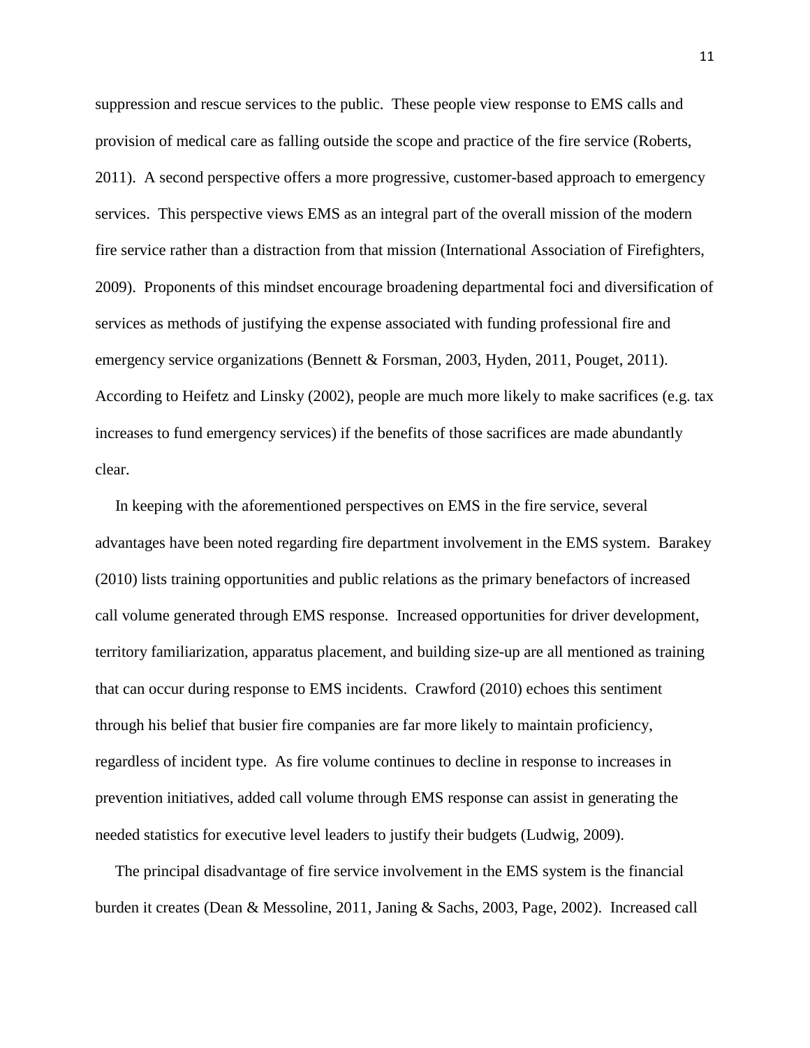suppression and rescue services to the public. These people view response to EMS calls and provision of medical care as falling outside the scope and practice of the fire service (Roberts, 2011). A second perspective offers a more progressive, customer-based approach to emergency services. This perspective views EMS as an integral part of the overall mission of the modern fire service rather than a distraction from that mission (International Association of Firefighters, 2009). Proponents of this mindset encourage broadening departmental foci and diversification of services as methods of justifying the expense associated with funding professional fire and emergency service organizations (Bennett & Forsman, 2003, Hyden, 2011, Pouget, 2011). According to Heifetz and Linsky (2002), people are much more likely to make sacrifices (e.g. tax increases to fund emergency services) if the benefits of those sacrifices are made abundantly clear.

In keeping with the aforementioned perspectives on EMS in the fire service, several advantages have been noted regarding fire department involvement in the EMS system. Barakey (2010) lists training opportunities and public relations as the primary benefactors of increased call volume generated through EMS response. Increased opportunities for driver development, territory familiarization, apparatus placement, and building size-up are all mentioned as training that can occur during response to EMS incidents. Crawford (2010) echoes this sentiment through his belief that busier fire companies are far more likely to maintain proficiency, regardless of incident type. As fire volume continues to decline in response to increases in prevention initiatives, added call volume through EMS response can assist in generating the needed statistics for executive level leaders to justify their budgets (Ludwig, 2009).

The principal disadvantage of fire service involvement in the EMS system is the financial burden it creates (Dean & Messoline, 2011, Janing & Sachs, 2003, Page, 2002). Increased call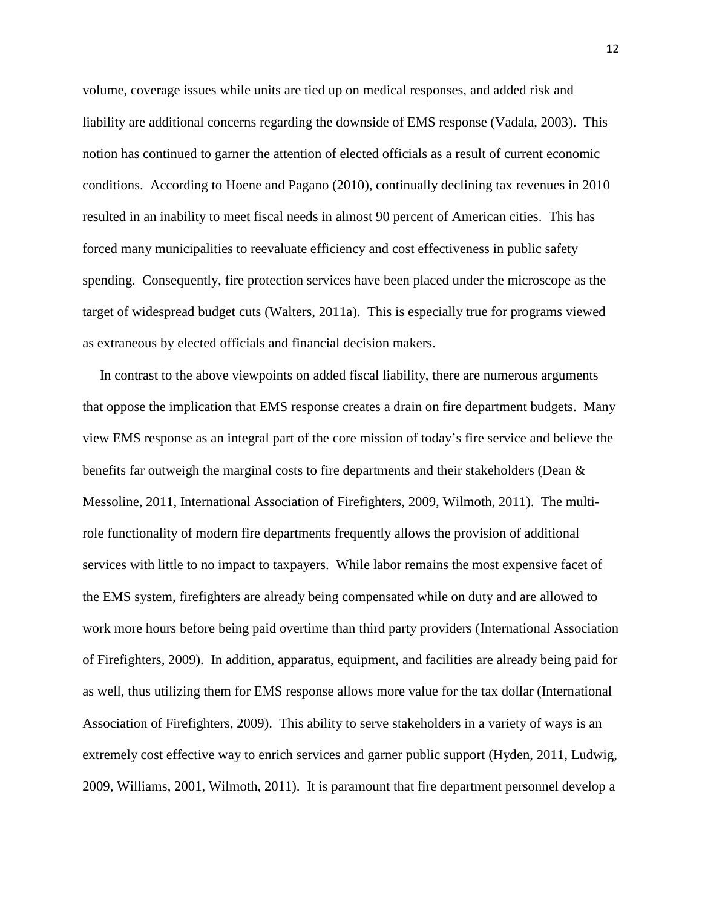volume, coverage issues while units are tied up on medical responses, and added risk and liability are additional concerns regarding the downside of EMS response (Vadala, 2003). This notion has continued to garner the attention of elected officials as a result of current economic conditions. According to Hoene and Pagano (2010), continually declining tax revenues in 2010 resulted in an inability to meet fiscal needs in almost 90 percent of American cities. This has forced many municipalities to reevaluate efficiency and cost effectiveness in public safety spending. Consequently, fire protection services have been placed under the microscope as the target of widespread budget cuts (Walters, 2011a). This is especially true for programs viewed as extraneous by elected officials and financial decision makers.

In contrast to the above viewpoints on added fiscal liability, there are numerous arguments that oppose the implication that EMS response creates a drain on fire department budgets. Many view EMS response as an integral part of the core mission of today's fire service and believe the benefits far outweigh the marginal costs to fire departments and their stakeholders (Dean & Messoline, 2011, International Association of Firefighters, 2009, Wilmoth, 2011). The multi-role functionality of modern fire departments frequently allows the provision of additional services with little to no impact to taxpayers. While labor remains the most expensive facet of the EMS system, firefighters are already being compensated while on duty and are allowed to work more hours before being paid overtime than third party providers (International Association of Firefighters, 2009). In addition, apparatus, equipment, and facilities are already being paid for as well, thus utilizing them for EMS response allows more value for the tax dollar (International Association of Firefighters, 2009). This ability to serve stakeholders in a variety of ways is an extremely cost effective way to enrich services and garner public support (Hyden, 2011, Ludwig, 2009, Williams, 2001, Wilmoth, 2011). It is paramount that fire department personnel develop a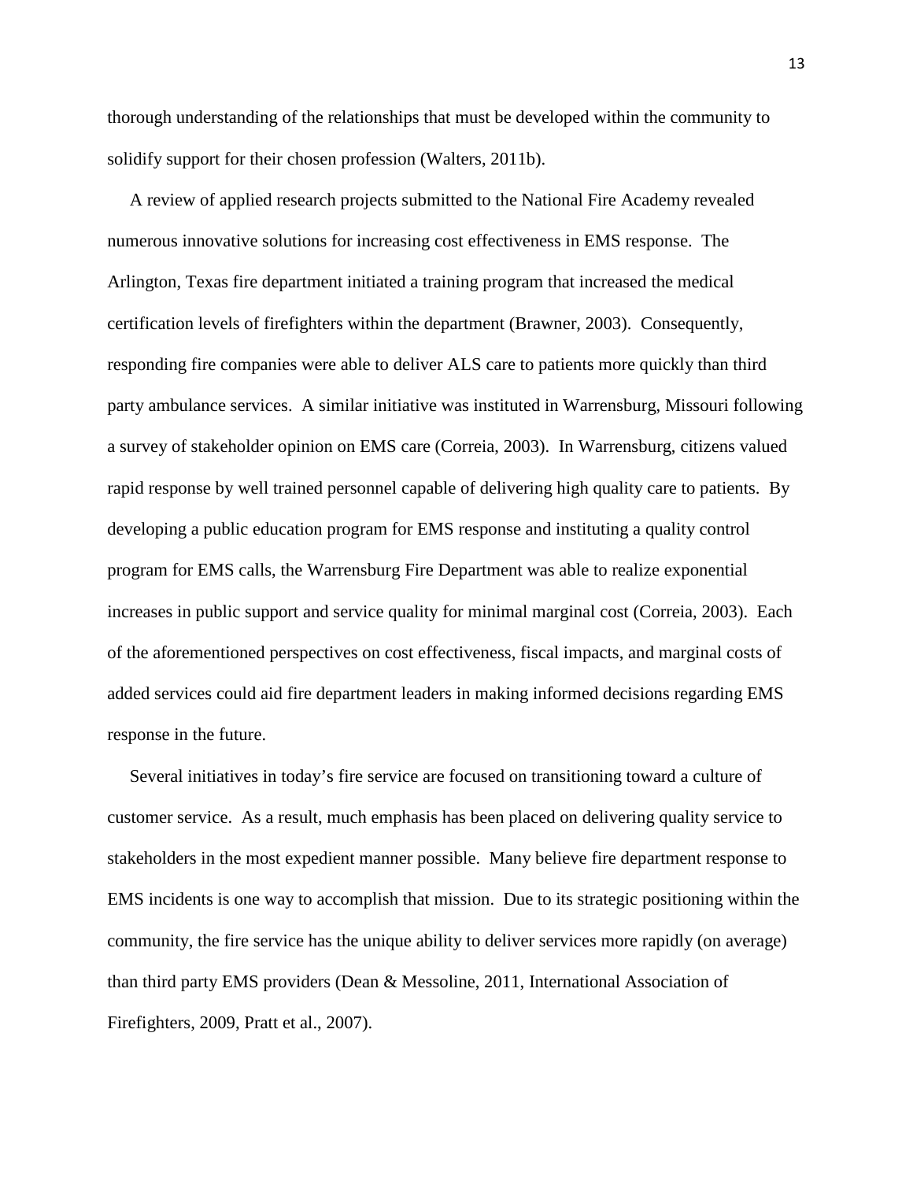thorough understanding of the relationships that must be developed within the community to solidify support for their chosen profession (Walters, 2011b).

A review of applied research projects submitted to the National Fire Academy revealed numerous innovative solutions for increasing cost effectiveness in EMS response. The Arlington, Texas fire department initiated a training program that increased the medical certification levels of firefighters within the department (Brawner, 2003). Consequently, responding fire companies were able to deliver ALS care to patients more quickly than third party ambulance services. A similar initiative was instituted in Warrensburg, Missouri following a survey of stakeholder opinion on EMS care (Correia, 2003). In Warrensburg, citizens valued rapid response by well trained personnel capable of delivering high quality care to patients. By developing a public education program for EMS response and instituting a quality control program for EMS calls, the Warrensburg Fire Department was able to realize exponential increases in public support and service quality for minimal marginal cost (Correia, 2003). Each of the aforementioned perspectives on cost effectiveness, fiscal impacts, and marginal costs of added services could aid fire department leaders in making informed decisions regarding EMS response in the future.

Several initiatives in today's fire service are focused on transitioning toward a culture of customer service. As a result, much emphasis has been placed on delivering quality service to stakeholders in the most expedient manner possible. Many believe fire department response to EMS incidents is one way to accomplish that mission. Due to its strategic positioning within the community, the fire service has the unique ability to deliver services more rapidly (on average) than third party EMS providers (Dean & Messoline, 2011, International Association of Firefighters, 2009, Pratt et al., 2007).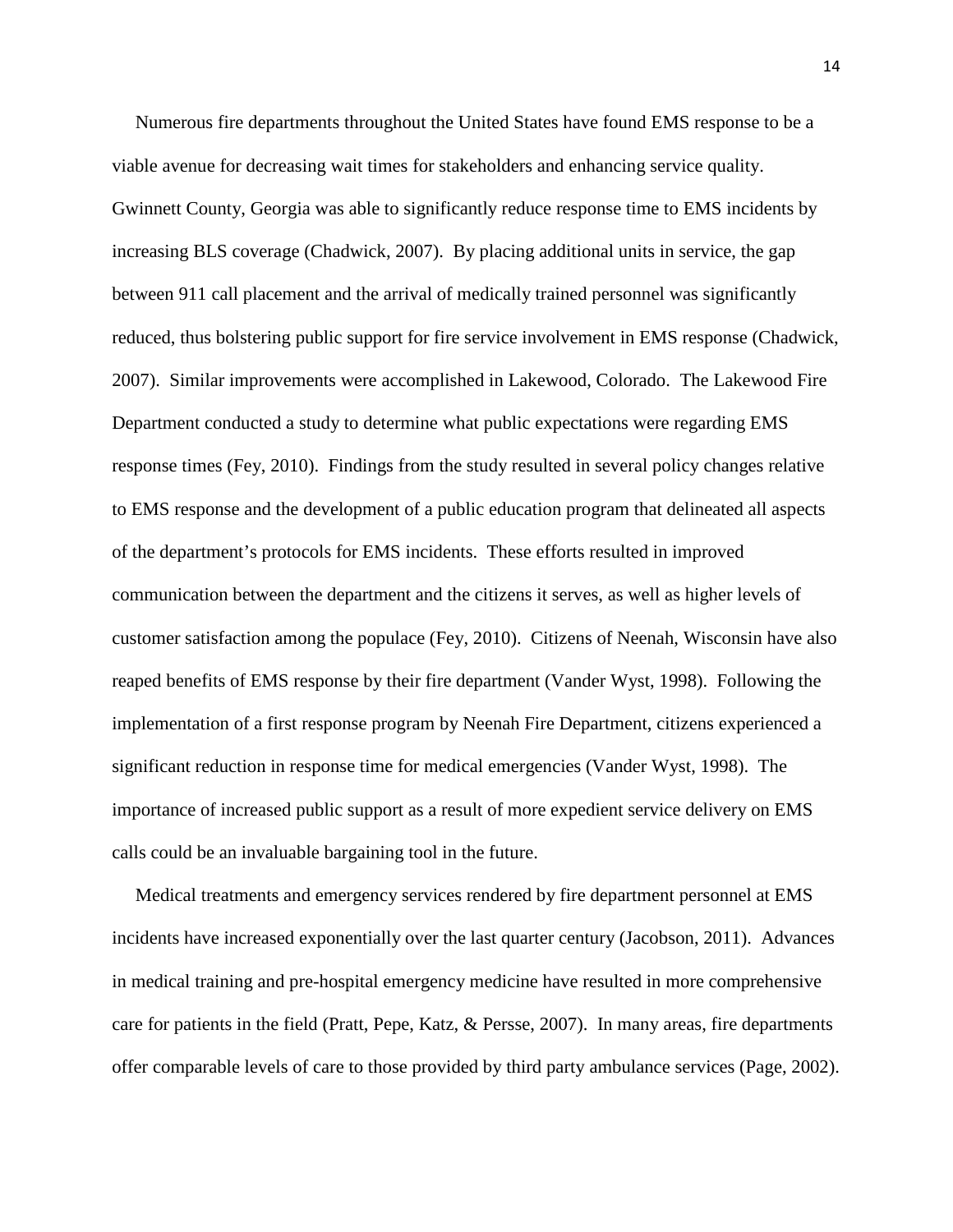Numerous fire departments throughout the United States have found EMS response to be a viable avenue for decreasing wait times for stakeholders and enhancing service quality. Gwinnett County, Georgia was able to significantly reduce response time to EMS incidents by increasing BLS coverage (Chadwick, 2007). By placing additional units in service, the gap between 911 call placement and the arrival of medically trained personnel was significantly reduced, thus bolstering public support for fire service involvement in EMS response (Chadwick, 2007). Similar improvements were accomplished in Lakewood, Colorado. The Lakewood Fire Department conducted a study to determine what public expectations were regarding EMS response times (Fey, 2010). Findings from the study resulted in several policy changes relative to EMS response and the development of a public education program that delineated all aspects of the department's protocols for EMS incidents. These efforts resulted in improved communication between the department and the citizens it serves, as well as higher levels of customer satisfaction among the populace (Fey, 2010). Citizens of Neenah, Wisconsin have also reaped benefits of EMS response by their fire department (Vander Wyst, 1998). Following the implementation of a first response program by Neenah Fire Department, citizens experienced a significant reduction in response time for medical emergencies (Vander Wyst, 1998). The importance of increased public support as a result of more expedient service delivery on EMS calls could be an invaluable bargaining tool in the future.

Medical treatments and emergency services rendered by fire department personnel at EMS incidents have increased exponentially over the last quarter century (Jacobson, 2011). Advances in medical training and pre-hospital emergency medicine have resulted in more comprehensive care for patients in the field (Pratt, Pepe, Katz, & Persse, 2007). In many areas, fire departments offer comparable levels of care to those provided by third party ambulance services (Page, 2002).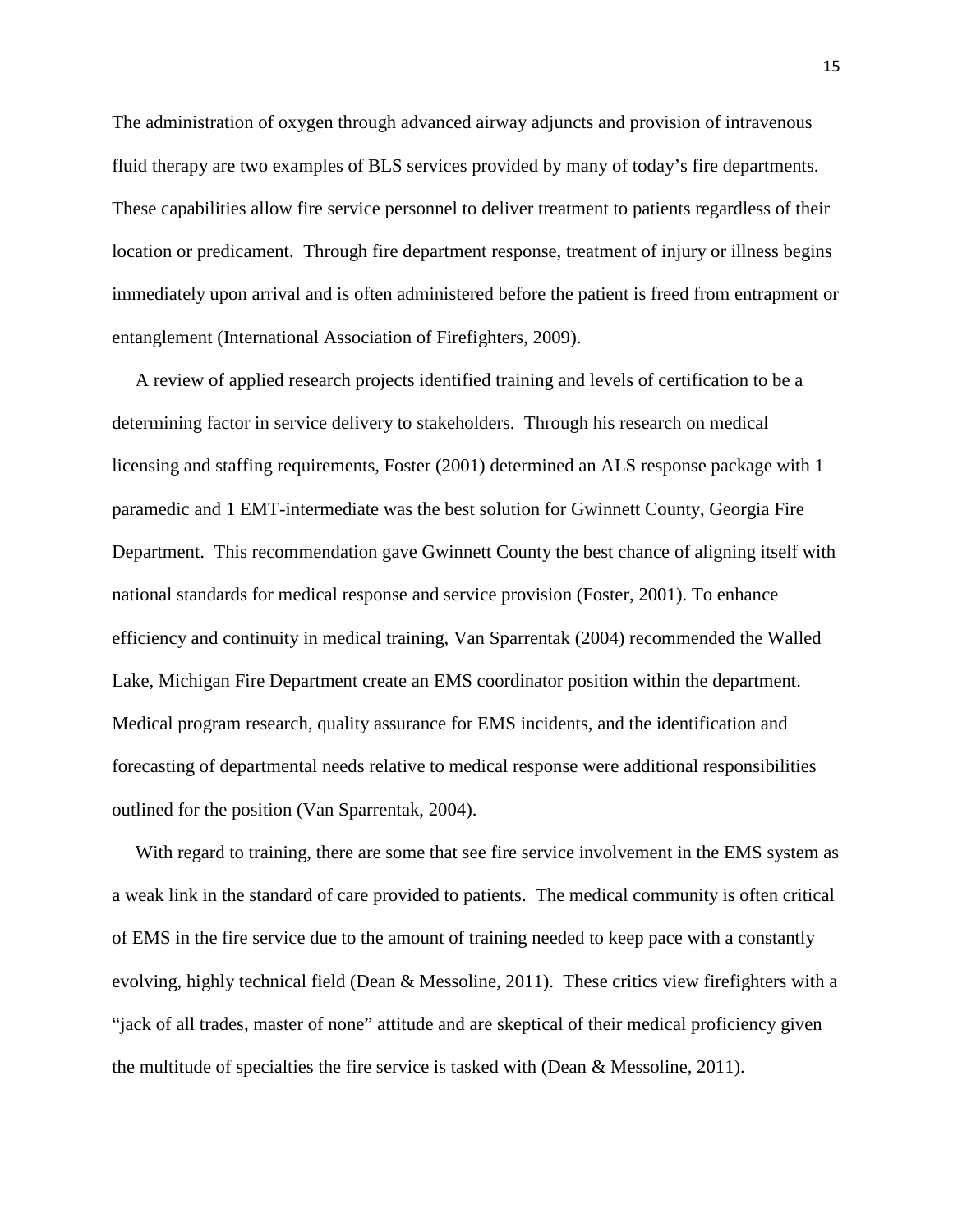The administration of oxygen through advanced airway adjuncts and provision of intravenous fluid therapy are two examples of BLS services provided by many of today's fire departments. These capabilities allow fire service personnel to deliver treatment to patients regardless of their location or predicament. Through fire department response, treatment of injury or illness begins immediately upon arrival and is often administered before the patient is freed from entrapment or entanglement (International Association of Firefighters, 2009).

A review of applied research projects identified training and levels of certification to be a determining factor in service delivery to stakeholders. Through his research on medical licensing and staffing requirements, Foster (2001) determined an ALS response package with 1 paramedic and 1 EMT-intermediate was the best solution for Gwinnett County, Georgia Fire Department. This recommendation gave Gwinnett County the best chance of aligning itself with national standards for medical response and service provision (Foster, 2001). To enhance efficiency and continuity in medical training, Van Sparrentak (2004) recommended the Walled Lake, Michigan Fire Department create an EMS coordinator position within the department. Medical program research, quality assurance for EMS incidents, and the identification and forecasting of departmental needs relative to medical response were additional responsibilities outlined for the position (Van Sparrentak, 2004).

With regard to training, there are some that see fire service involvement in the EMS system as a weak link in the standard of care provided to patients. The medical community is often critical of EMS in the fire service due to the amount of training needed to keep pace with a constantly evolving, highly technical field (Dean & Messoline, 2011). These critics view firefighters with a "jack of all trades, master of none" attitude and are skeptical of their medical proficiency given the multitude of specialties the fire service is tasked with (Dean & Messoline, 2011).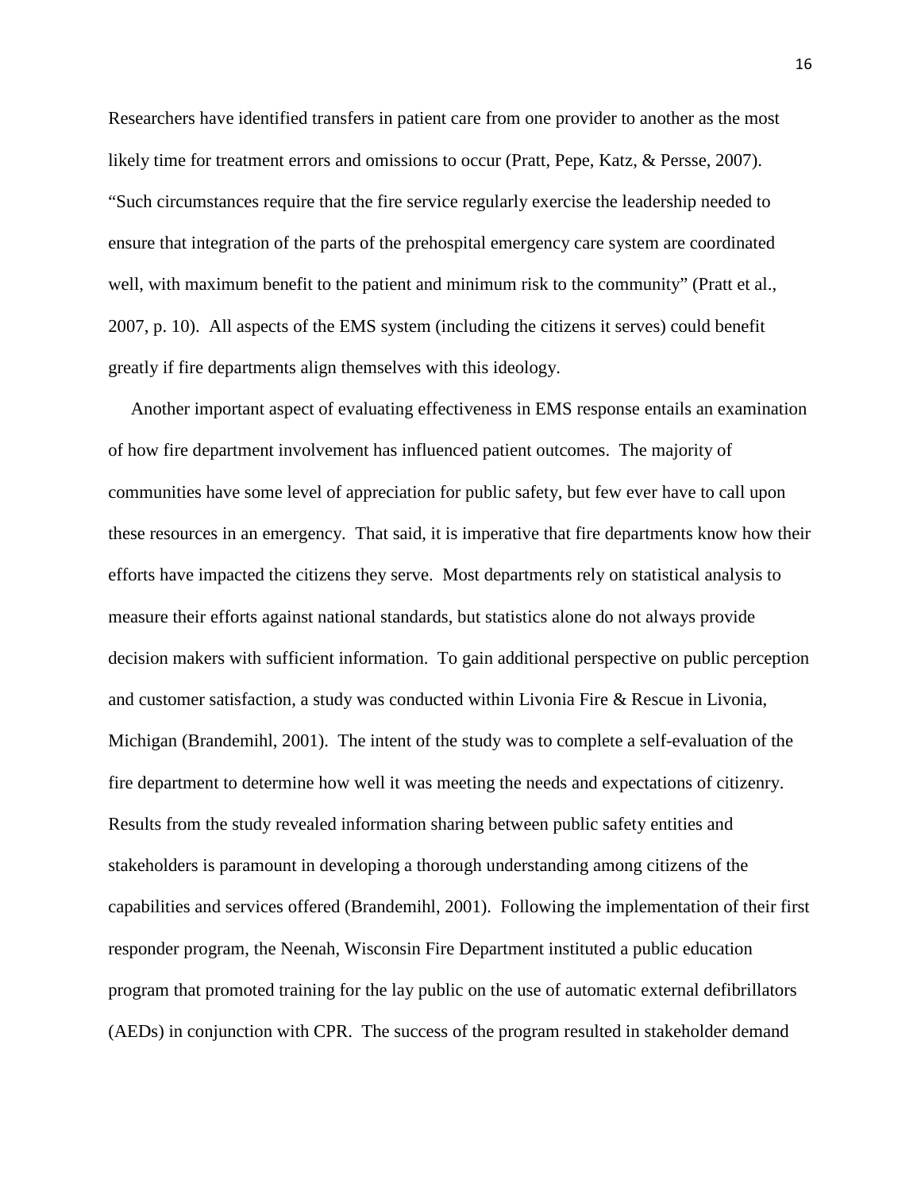Researchers have identified transfers in patient care from one provider to another as the most likely time for treatment errors and omissions to occur (Pratt, Pepe, Katz, & Persse, 2007). "Such circumstances require that the fire service regularly exercise the leadership needed to ensure that integration of the parts of the prehospital emergency care system are coordinated well, with maximum benefit to the patient and minimum risk to the community" (Pratt et al., 2007, p. 10). All aspects of the EMS system (including the citizens it serves) could benefit greatly if fire departments align themselves with this ideology.

Another important aspect of evaluating effectiveness in EMS response entails an examination of how fire department involvement has influenced patient outcomes. The majority of communities have some level of appreciation for public safety, but few ever have to call upon these resources in an emergency. That said, it is imperative that fire departments know how their efforts have impacted the citizens they serve. Most departments rely on statistical analysis to measure their efforts against national standards, but statistics alone do not always provide decision makers with sufficient information. To gain additional perspective on public perception and customer satisfaction, a study was conducted within Livonia Fire & Rescue in Livonia, Michigan (Brandemihl, 2001). The intent of the study was to complete a self-evaluation of the fire department to determine how well it was meeting the needs and expectations of citizenry. Results from the study revealed information sharing between public safety entities and stakeholders is paramount in developing a thorough understanding among citizens of the capabilities and services offered (Brandemihl, 2001). Following the implementation of their first responder program, the Neenah, Wisconsin Fire Department instituted a public education program that promoted training for the lay public on the use of automatic external defibrillators (AEDs) in conjunction with CPR. The success of the program resulted in stakeholder demand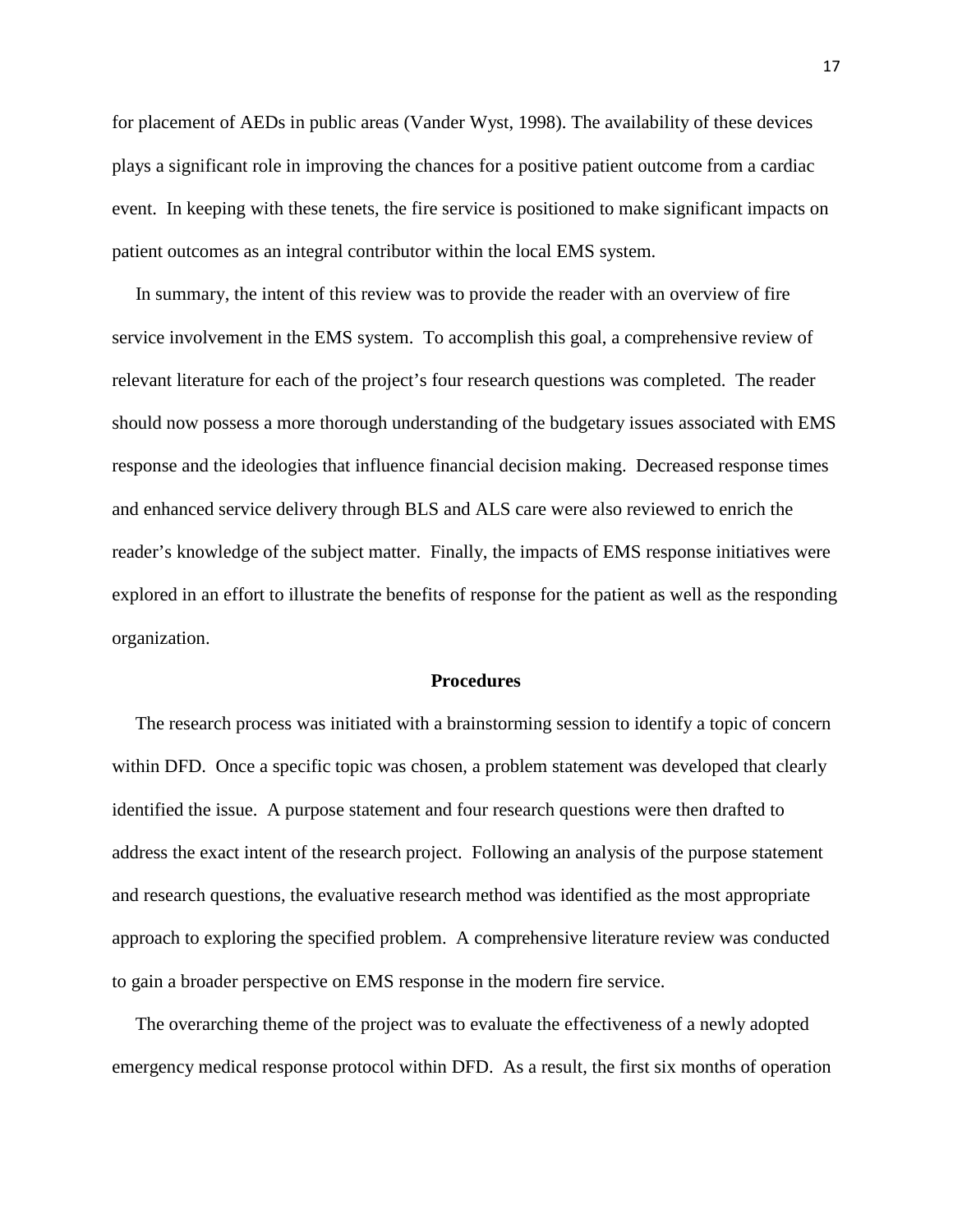for placement of AEDs in public areas (Vander Wyst, 1998). The availability of these devices plays a significant role in improving the chances for a positive patient outcome from a cardiac event. In keeping with these tenets, the fire service is positioned to make significant impacts on patient outcomes as an integral contributor within the local EMS system.

In summary, the intent of this review was to provide the reader with an overview of fire service involvement in the EMS system. To accomplish this goal, a comprehensive review of relevant literature for each of the project's four research questions was completed. The reader should now possess a more thorough understanding of the budgetary issues associated with EMS response and the ideologies that influence financial decision making. Decreased response times and enhanced service delivery through BLS and ALS care were also reviewed to enrich the reader's knowledge of the subject matter. Finally, the impacts of EMS response initiatives were explored in an effort to illustrate the benefits of response for the patient as well as the responding organization.

## Procedures

The research process was initiated with a brainstorming session to identify a topic of concern within DFD. Once a specific topic was chosen, a problem statement was developed that clearly identified the issue. A purpose statement and four research questions were then drafted to address the exact intent of the research project. Following an analysis of the purpose statement and research questions, the evaluative research method was identified as the most appropriate approach to exploring the specified problem. A comprehensive literature review was conducted to gain a broader perspective on EMS response in the modern fire service.

The overarching theme of the project was to evaluate the effectiveness of a newly adopted emergency medical response protocol within DFD. As a result, the first six months of operation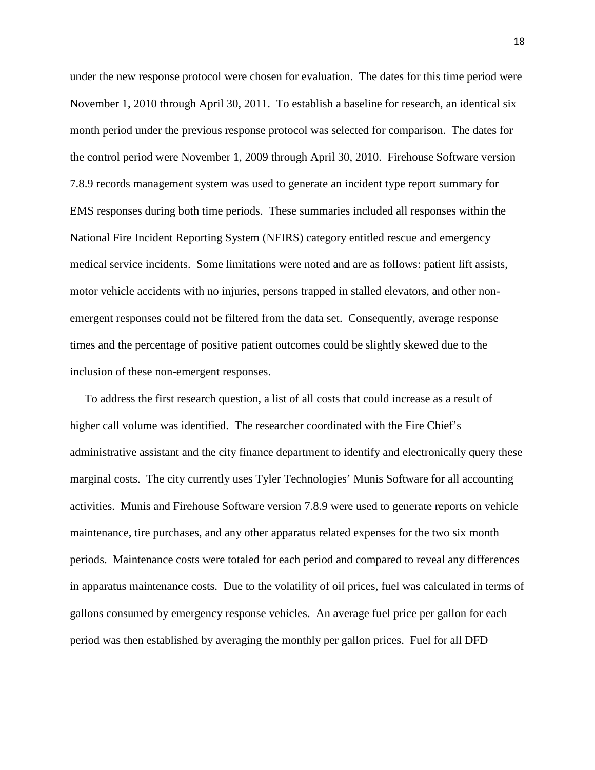under the new response protocol were chosen for evaluation. The dates for this time period were November 1, 2010 through April 30, 2011. To establish a baseline for research, an identical six month period under the previous response protocol was selected for comparison. The dates for the control period were November 1, 2009 through April 30, 2010. Firehouse Software version 7.8.9 records management system was used to generate an incident type report summary for EMS responses during both time periods. These summaries included all responses within the National Fire Incident Reporting System (NFIRS) category entitled rescue and emergency medical service incidents. Some limitations were noted and are as follows: patient lift assists, motor vehicle accidents with no injuries, persons trapped in stalled elevators, and other non-emergent responses could not be filtered from the data set. Consequently, average response times and the percentage of positive patient outcomes could be slightly skewed due to the inclusion of these non-emergent responses.

To address the first research question, a list of all costs that could increase as a result of higher call volume was identified. The researcher coordinated with the Fire Chief's administrative assistant and the city finance department to identify and electronically query these marginal costs. The city currently uses Tyler Technologies' Munis Software for all accounting activities. Munis and Firehouse Software version 7.8.9 were used to generate reports on vehicle maintenance, tire purchases, and any other apparatus related expenses for the two six month periods. Maintenance costs were totaled for each period and compared to reveal any differences in apparatus maintenance costs. Due to the volatility of oil prices, fuel was calculated in terms of gallons consumed by emergency response vehicles. An average fuel price per gallon for each period was then established by averaging the monthly per gallon prices. Fuel for all DFD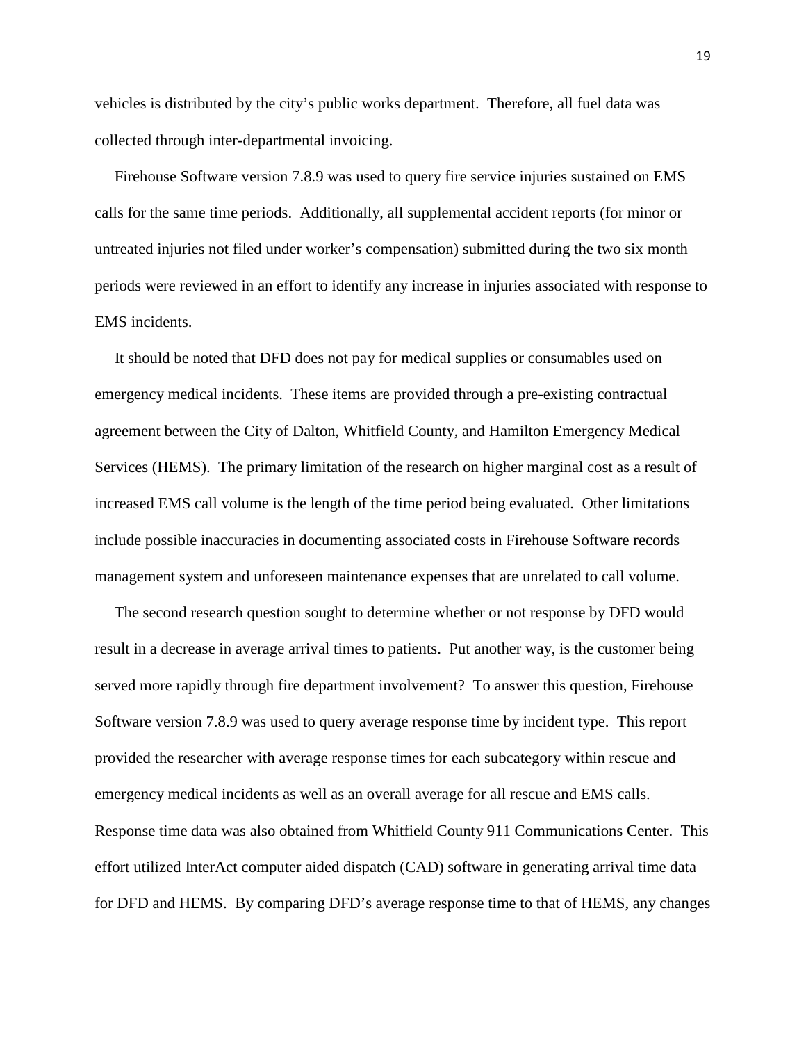vehicles is distributed by the city's public works department. Therefore, all fuel data was collected through inter-departmental invoicing.

Firehouse Software version 7.8.9 was used to query fire service injuries sustained on EMS calls for the same time periods. Additionally, all supplemental accident reports (for minor or untreated injuries not filed under worker's compensation) submitted during the two six month periods were reviewed in an effort to identify any increase in injuries associated with response to EMS incidents.

It should be noted that DFD does not pay for medical supplies or consumables used on emergency medical incidents. These items are provided through a pre-existing contractual agreement between the City of Dalton, Whitfield County, and Hamilton Emergency Medical Services (HEMS). The primary limitation of the research on higher marginal cost as a result of increased EMS call volume is the length of the time period being evaluated. Other limitations include possible inaccuracies in documenting associated costs in Firehouse Software records management system and unforeseen maintenance expenses that are unrelated to call volume.

The second research question sought to determine whether or not response by DFD would result in a decrease in average arrival times to patients. Put another way, is the customer being served more rapidly through fire department involvement? To answer this question, Firehouse Software version 7.8.9 was used to query average response time by incident type. This report provided the researcher with average response times for each subcategory within rescue and emergency medical incidents as well as an overall average for all rescue and EMS calls. Response time data was also obtained from Whitfield County 911 Communications Center. This effort utilized InterAct computer aided dispatch (CAD) software in generating arrival time data for DFD and HEMS. By comparing DFD's average response time to that of HEMS, any changes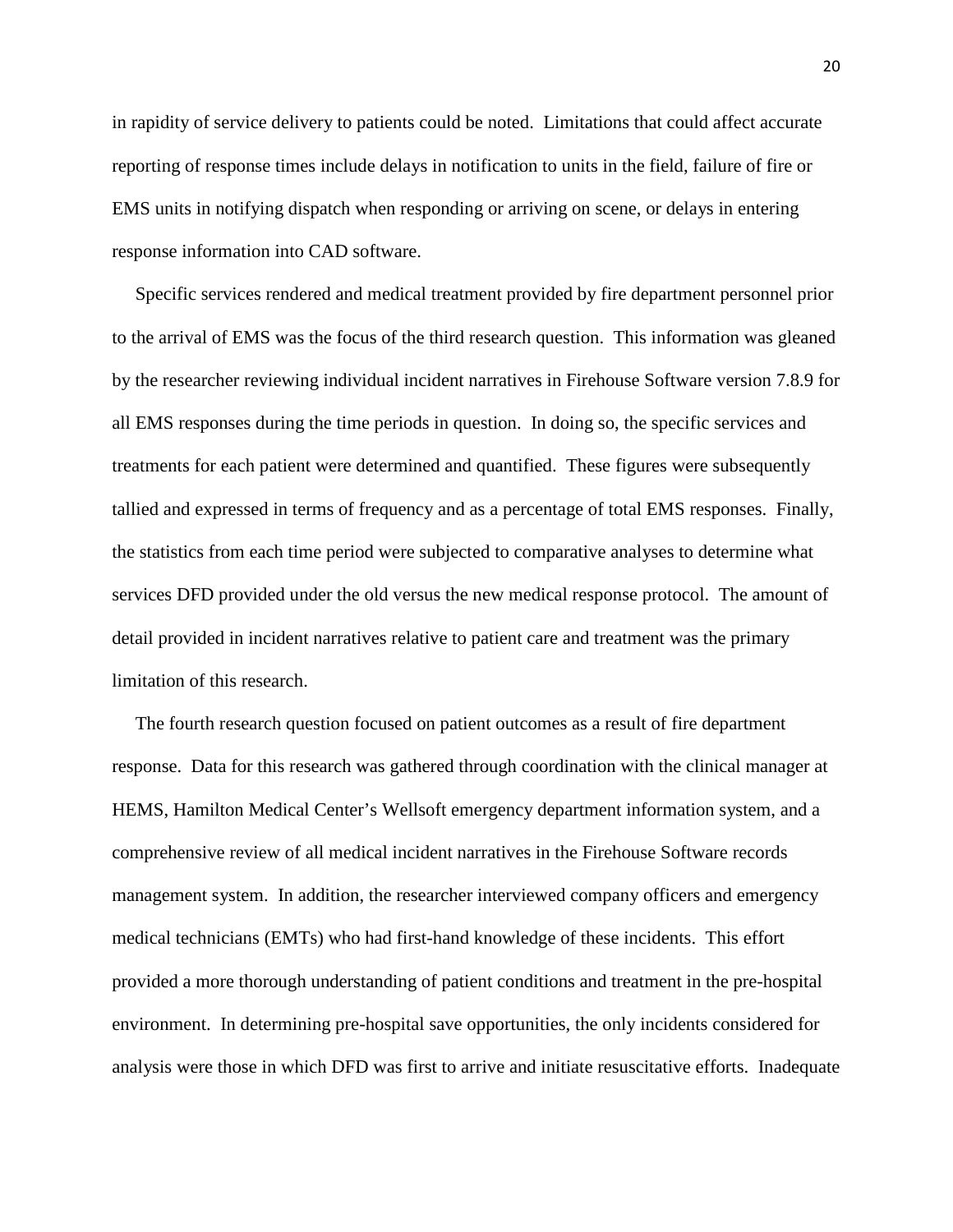in rapidity of service delivery to patients could be noted. Limitations that could affect accurate reporting of response times include delays in notification to units in the field, failure of fire or EMS units in notifying dispatch when responding or arriving on scene, or delays in entering response information into CAD software.

Specific services rendered and medical treatment provided by fire department personnel prior to the arrival of EMS was the focus of the third research question. This information was gleaned by the researcher reviewing individual incident narratives in Firehouse Software version 7.8.9 for all EMS responses during the time periods in question. In doing so, the specific services and treatments for each patient were determined and quantified. These figures were subsequently tallied and expressed in terms of frequency and as a percentage of total EMS responses. Finally, the statistics from each time period were subjected to comparative analyses to determine what services DFD provided under the old versus the new medical response protocol. The amount of detail provided in incident narratives relative to patient care and treatment was the primary limitation of this research.

The fourth research question focused on patient outcomes as a result of fire department response. Data for this research was gathered through coordination with the clinical manager at HEMS, Hamilton Medical Center's Wellsoft emergency department information system, and a comprehensive review of all medical incident narratives in the Firehouse Software records management system. In addition, the researcher interviewed company officers and emergency medical technicians (EMTs) who had first-hand knowledge of these incidents. This effort provided a more thorough understanding of patient conditions and treatment in the pre-hospital environment. In determining pre-hospital save opportunities, the only incidents considered for analysis were those in which DFD was first to arrive and initiate resuscitative efforts. Inadequate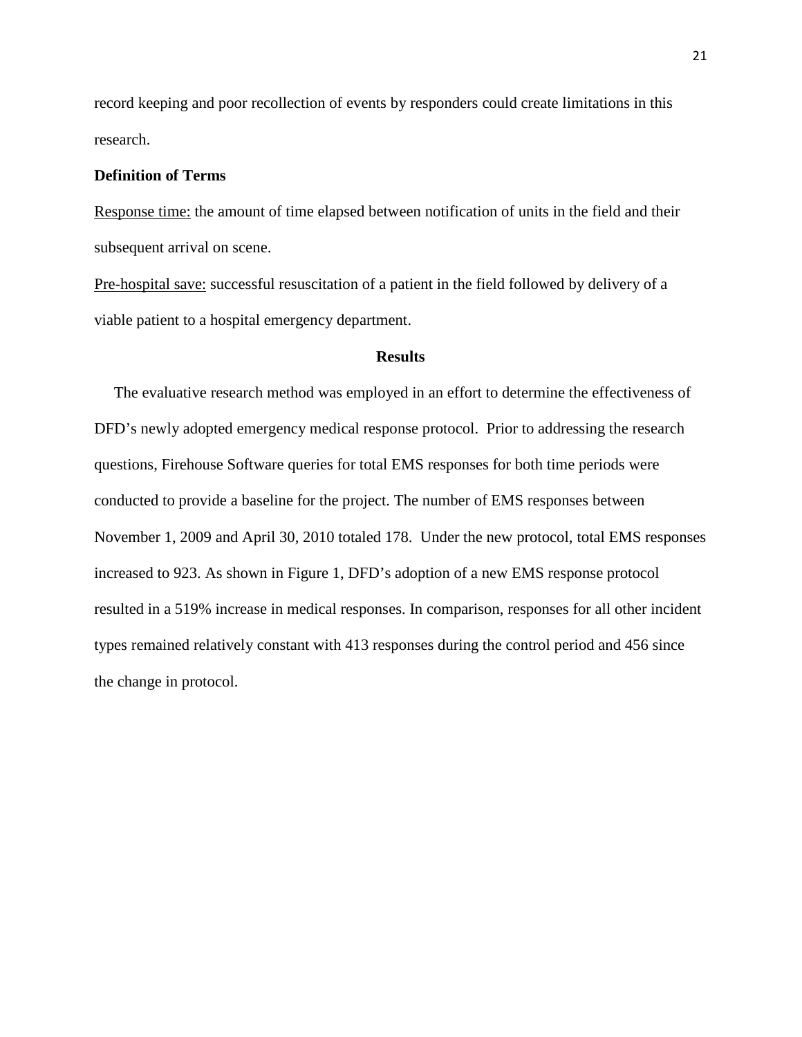record keeping and poor recollection of events by responders could create limitations in this research.

**Definition of Terms**

Response time: the amount of time elapsed between notification of units in the field and their subsequent arrival on scene.

Pre-hospital save: successful resuscitation of a patient in the field followed by delivery of a viable patient to a hospital emergency department.

## Results

The evaluative research method was employed in an effort to determine the effectiveness of DFD's newly adopted emergency medical response protocol. Prior to addressing the research questions, Firehouse Software queries for total EMS responses for both time periods were conducted to provide a baseline for the project. The number of EMS responses between November 1, 2009 and April 30, 2010 totaled 178. Under the new protocol, total EMS responses increased to 923. As shown in Figure 1, DFD's adoption of a new EMS response protocol resulted in a 519% increase in medical responses. In comparison, responses for all other incident types remained relatively constant with 413 responses during the control period and 456 since the change in protocol.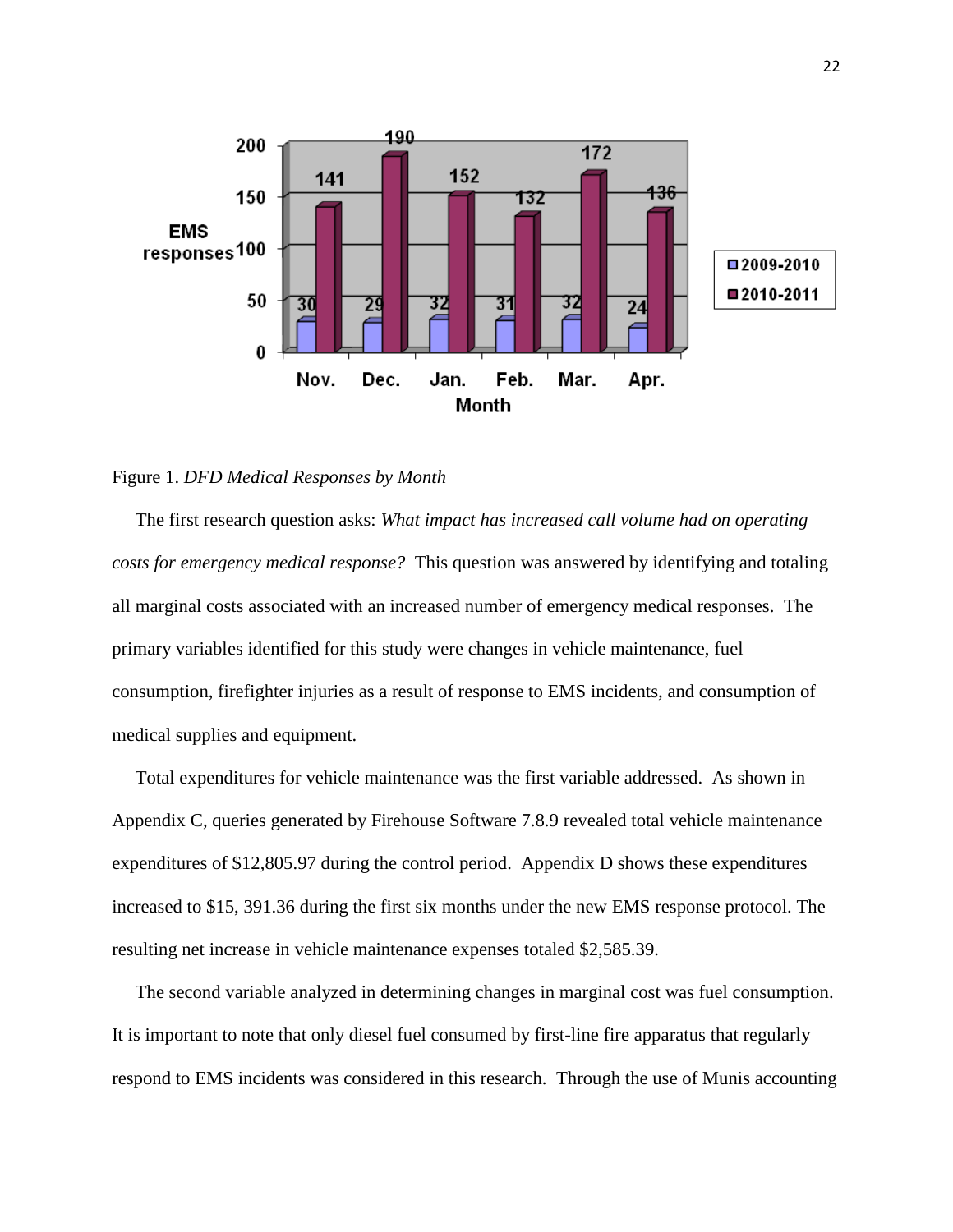| Month | 2009-2010 | 2010-2011 |
|---|---|---|
| Nov. | 30 | 141 |
| Dec. | 29 | 190 |
| Jan. | 32 | 152 |
| Feb. | 31 | 132 |
| Mar. | 32 | 172 |
| Apr. | 24 | 136 |

Figure 1. *DFD Medical Responses by Month*

The first research question asks: *What impact has increased call volume had on operating costs for emergency medical response?* This question was answered by identifying and totaling all marginal costs associated with an increased number of emergency medical responses. The primary variables identified for this study were changes in vehicle maintenance, fuel consumption, firefighter injuries as a result of response to EMS incidents, and consumption of medical supplies and equipment.

Total expenditures for vehicle maintenance was the first variable addressed. As shown in Appendix C, queries generated by Firehouse Software 7.8.9 revealed total vehicle maintenance expenditures of $12,805.97 during the control period. Appendix D shows these expenditures increased to $15, 391.36 during the first six months under the new EMS response protocol. The resulting net increase in vehicle maintenance expenses totaled $2,585.39.

The second variable analyzed in determining changes in marginal cost was fuel consumption. It is important to note that only diesel fuel consumed by first-line fire apparatus that regularly respond to EMS incidents was considered in this research. Through the use of Munis accounting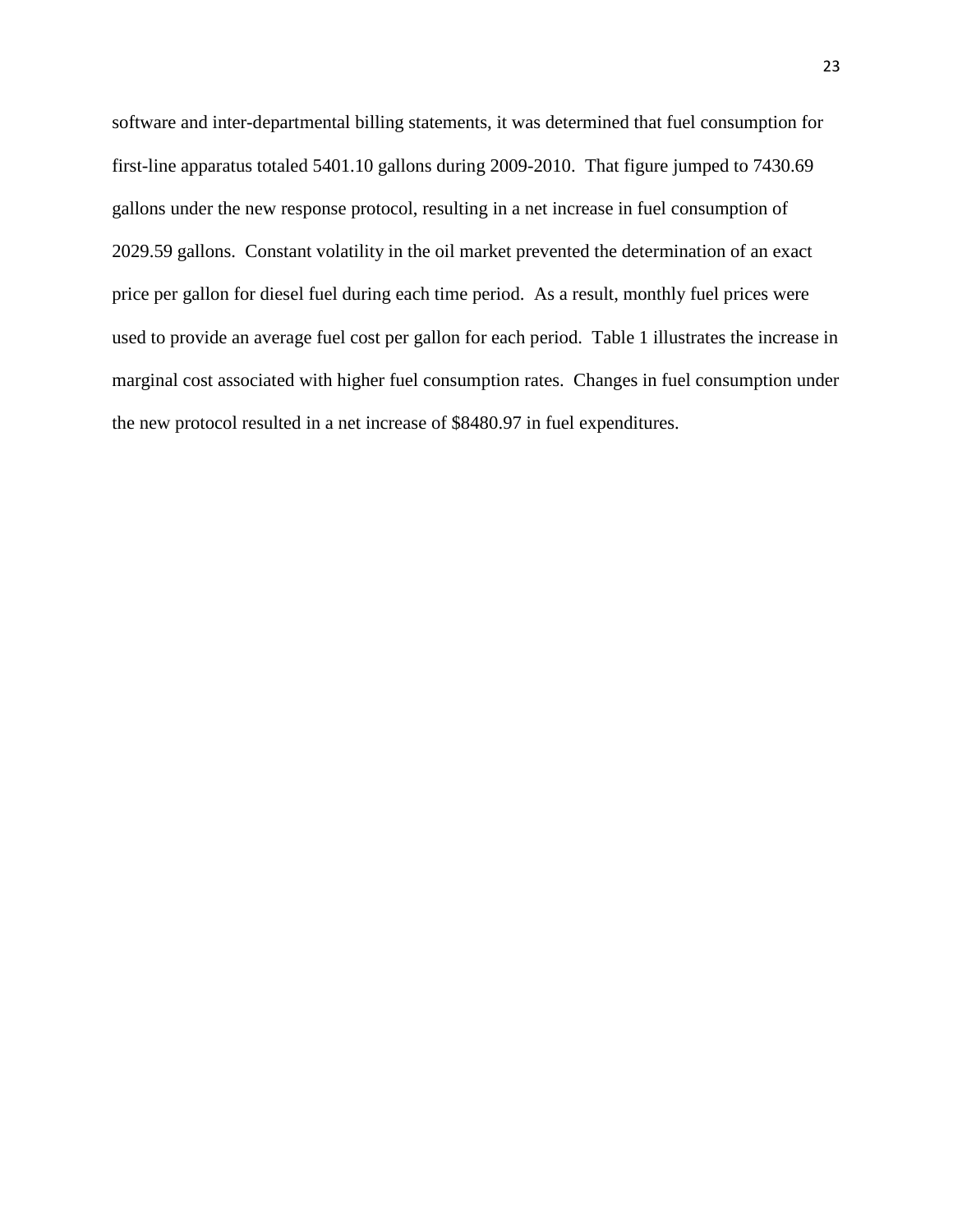software and inter-departmental billing statements, it was determined that fuel consumption for first-line apparatus totaled 5401.10 gallons during 2009-2010. That figure jumped to 7430.69 gallons under the new response protocol, resulting in a net increase in fuel consumption of 2029.59 gallons. Constant volatility in the oil market prevented the determination of an exact price per gallon for diesel fuel during each time period. As a result, monthly fuel prices were used to provide an average fuel cost per gallon for each period. Table 1 illustrates the increase in marginal cost associated with higher fuel consumption rates. Changes in fuel consumption under the new protocol resulted in a net increase of $8480.97 in fuel expenditures.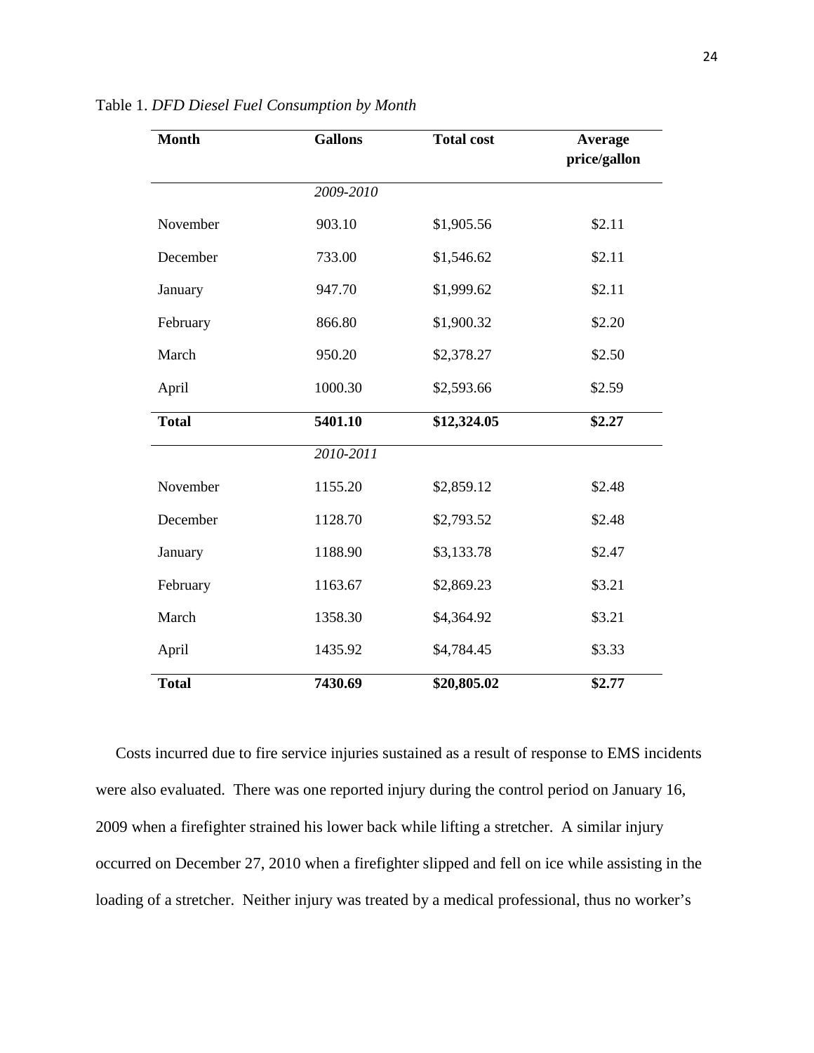Table 1. *DFD Diesel Fuel Consumption by Month*

| Month | Gallons | Total cost | Average price/gallon |
|---|---|---|---|
| | *2009-2010* | | |
| November | 903.10 | $1,905.56 | $2.11 |
| December | 733.00 | $1,546.62 | $2.11 |
| January | 947.70 | $1,999.62 | $2.11 |
| February | 866.80 | $1,900.32 | $2.20 |
| March | 950.20 | $2,378.27 | $2.50 |
| April | 1000.30 | $2,593.66 | $2.59 |
| **Total** | **5401.10** | **$12,324.05** | **$2.27** |
| | *2010-2011* | | |
| November | 1155.20 | $2,859.12 | $2.48 |
| December | 1128.70 | $2,793.52 | $2.48 |
| January | 1188.90 | $3,133.78 | $2.47 |
| February | 1163.67 | $2,869.23 | $3.21 |
| March | 1358.30 | $4,364.92 | $3.21 |
| April | 1435.92 | $4,784.45 | $3.33 |
| **Total** | **7430.69** | **$20,805.02** | **$2.77** |

Costs incurred due to fire service injuries sustained as a result of response to EMS incidents were also evaluated. There was one reported injury during the control period on January 16, 2009 when a firefighter strained his lower back while lifting a stretcher. A similar injury occurred on December 27, 2010 when a firefighter slipped and fell on ice while assisting in the loading of a stretcher. Neither injury was treated by a medical professional, thus no worker's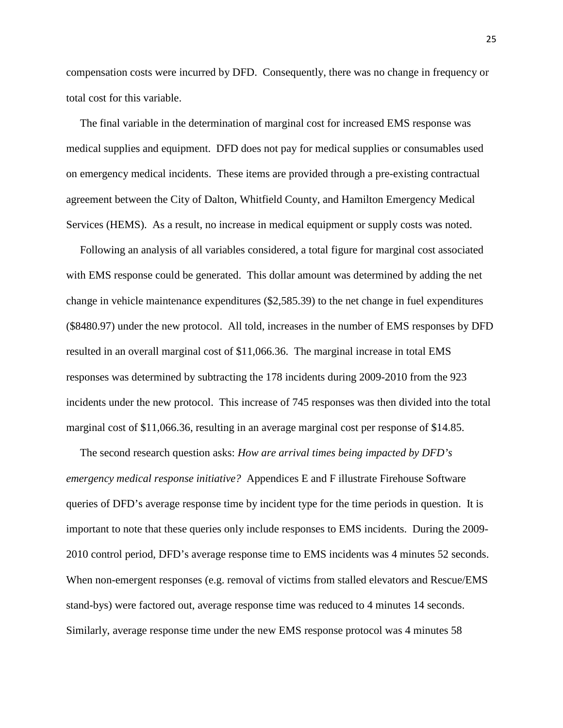compensation costs were incurred by DFD. Consequently, there was no change in frequency or total cost for this variable.

The final variable in the determination of marginal cost for increased EMS response was medical supplies and equipment. DFD does not pay for medical supplies or consumables used on emergency medical incidents. These items are provided through a pre-existing contractual agreement between the City of Dalton, Whitfield County, and Hamilton Emergency Medical Services (HEMS). As a result, no increase in medical equipment or supply costs was noted.

Following an analysis of all variables considered, a total figure for marginal cost associated with EMS response could be generated. This dollar amount was determined by adding the net change in vehicle maintenance expenditures ($2,585.39) to the net change in fuel expenditures ($8480.97) under the new protocol. All told, increases in the number of EMS responses by DFD resulted in an overall marginal cost of $11,066.36. The marginal increase in total EMS responses was determined by subtracting the 178 incidents during 2009-2010 from the 923 incidents under the new protocol. This increase of 745 responses was then divided into the total marginal cost of $11,066.36, resulting in an average marginal cost per response of $14.85.

The second research question asks: *How are arrival times being impacted by DFD's emergency medical response initiative?* Appendices E and F illustrate Firehouse Software queries of DFD's average response time by incident type for the time periods in question. It is important to note that these queries only include responses to EMS incidents. During the 2009-2010 control period, DFD's average response time to EMS incidents was 4 minutes 52 seconds. When non-emergent responses (e.g. removal of victims from stalled elevators and Rescue/EMS stand-bys) were factored out, average response time was reduced to 4 minutes 14 seconds. Similarly, average response time under the new EMS response protocol was 4 minutes 58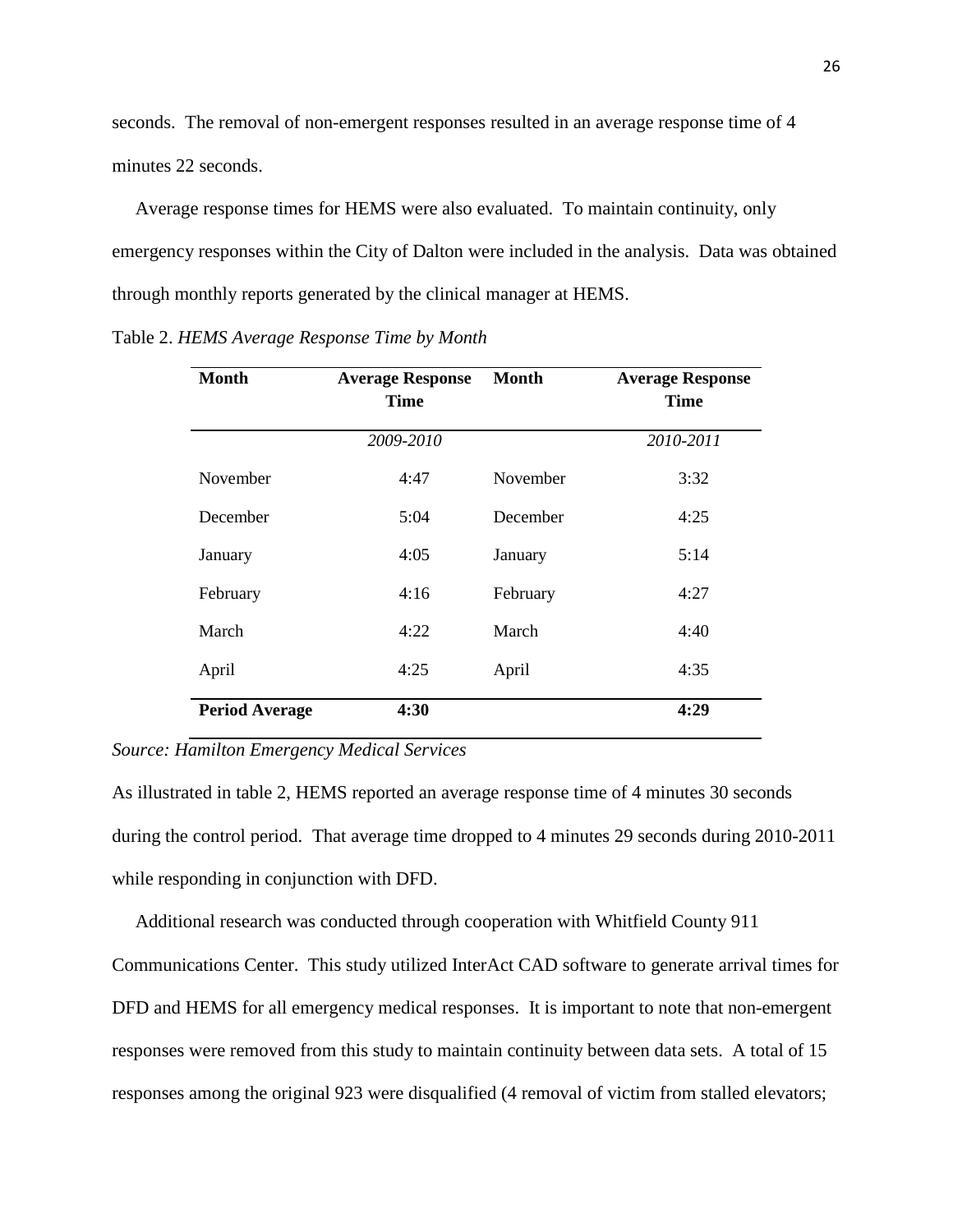seconds. The removal of non-emergent responses resulted in an average response time of 4 minutes 22 seconds.

Average response times for HEMS were also evaluated. To maintain continuity, only emergency responses within the City of Dalton were included in the analysis. Data was obtained through monthly reports generated by the clinical manager at HEMS.

Table 2. *HEMS Average Response Time by Month*

| Month | Average Response Time | Month | Average Response Time |
|---|---|---|---|
| | *2009-2010* | | *2010-2011* |
| November | 4:47 | November | 3:32 |
| December | 5:04 | December | 4:25 |
| January | 4:05 | January | 5:14 |
| February | 4:16 | February | 4:27 |
| March | 4:22 | March | 4:40 |
| April | 4:25 | April | 4:35 |
| **Period Average** | **4:30** | | **4:29** |

*Source: Hamilton Emergency Medical Services*

As illustrated in table 2, HEMS reported an average response time of 4 minutes 30 seconds during the control period. That average time dropped to 4 minutes 29 seconds during 2010-2011 while responding in conjunction with DFD.

Additional research was conducted through cooperation with Whitfield County 911 Communications Center. This study utilized InterAct CAD software to generate arrival times for DFD and HEMS for all emergency medical responses. It is important to note that non-emergent responses were removed from this study to maintain continuity between data sets. A total of 15 responses among the original 923 were disqualified (4 removal of victim from stalled elevators;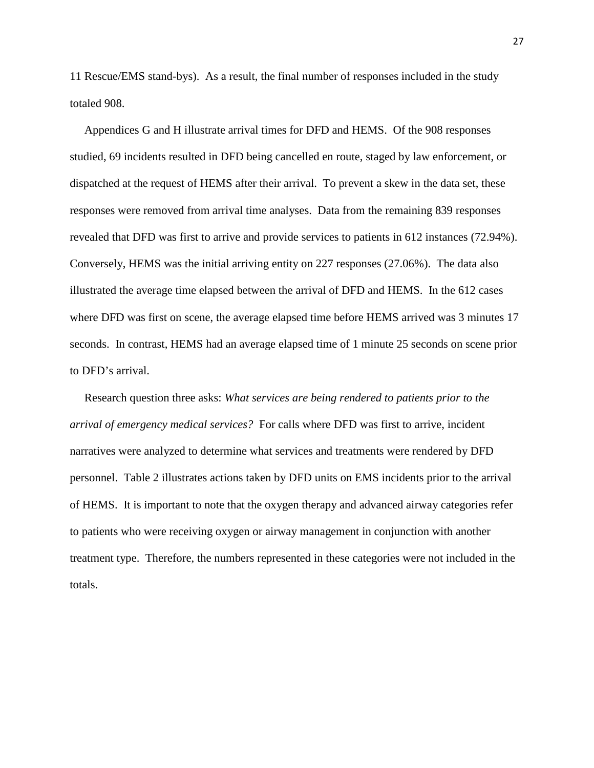11 Rescue/EMS stand-bys). As a result, the final number of responses included in the study totaled 908.

Appendices G and H illustrate arrival times for DFD and HEMS. Of the 908 responses studied, 69 incidents resulted in DFD being cancelled en route, staged by law enforcement, or dispatched at the request of HEMS after their arrival. To prevent a skew in the data set, these responses were removed from arrival time analyses. Data from the remaining 839 responses revealed that DFD was first to arrive and provide services to patients in 612 instances (72.94%). Conversely, HEMS was the initial arriving entity on 227 responses (27.06%). The data also illustrated the average time elapsed between the arrival of DFD and HEMS. In the 612 cases where DFD was first on scene, the average elapsed time before HEMS arrived was 3 minutes 17 seconds. In contrast, HEMS had an average elapsed time of 1 minute 25 seconds on scene prior to DFD's arrival.

Research question three asks: *What services are being rendered to patients prior to the arrival of emergency medical services?* For calls where DFD was first to arrive, incident narratives were analyzed to determine what services and treatments were rendered by DFD personnel. Table 2 illustrates actions taken by DFD units on EMS incidents prior to the arrival of HEMS. It is important to note that the oxygen therapy and advanced airway categories refer to patients who were receiving oxygen or airway management in conjunction with another treatment type. Therefore, the numbers represented in these categories were not included in the totals.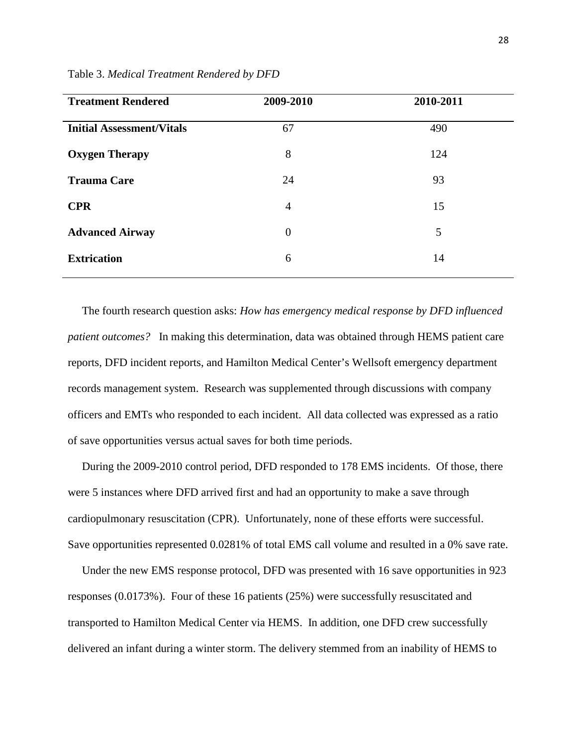Table 3. *Medical Treatment Rendered by DFD*

| Treatment Rendered | 2009-2010 | 2010-2011 |
|---|---|---|
| **Initial Assessment/Vitals** | 67 | 490 |
| **Oxygen Therapy** | 8 | 124 |
| **Trauma Care** | 24 | 93 |
| **CPR** | 4 | 15 |
| **Advanced Airway** | 0 | 5 |
| **Extrication** | 6 | 14 |

The fourth research question asks: *How has emergency medical response by DFD influenced patient outcomes?* In making this determination, data was obtained through HEMS patient care reports, DFD incident reports, and Hamilton Medical Center's Wellsoft emergency department records management system. Research was supplemented through discussions with company officers and EMTs who responded to each incident. All data collected was expressed as a ratio of save opportunities versus actual saves for both time periods.

During the 2009-2010 control period, DFD responded to 178 EMS incidents. Of those, there were 5 instances where DFD arrived first and had an opportunity to make a save through cardiopulmonary resuscitation (CPR). Unfortunately, none of these efforts were successful. Save opportunities represented 0.0281% of total EMS call volume and resulted in a 0% save rate.

Under the new EMS response protocol, DFD was presented with 16 save opportunities in 923 responses (0.0173%). Four of these 16 patients (25%) were successfully resuscitated and transported to Hamilton Medical Center via HEMS. In addition, one DFD crew successfully delivered an infant during a winter storm. The delivery stemmed from an inability of HEMS to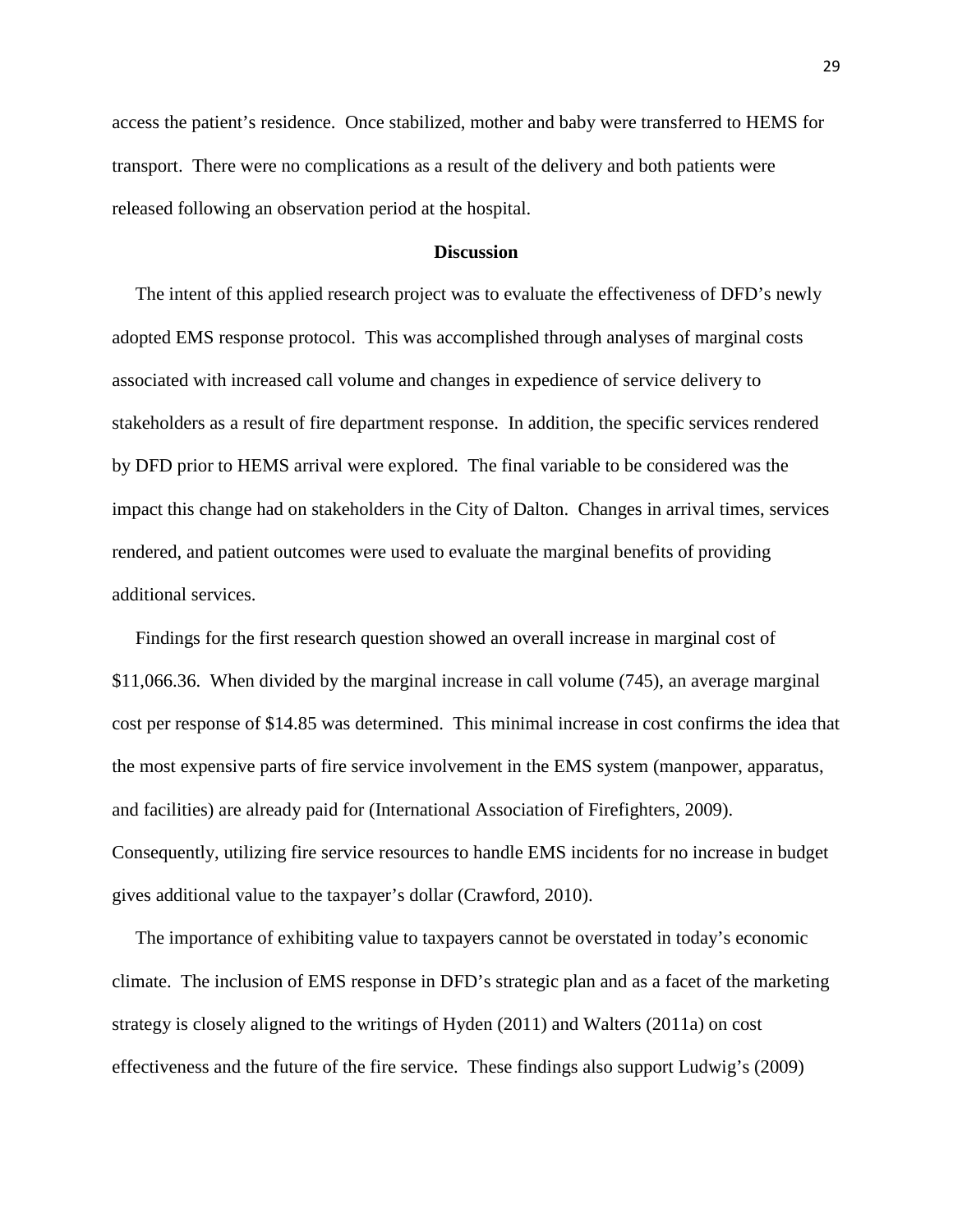access the patient's residence. Once stabilized, mother and baby were transferred to HEMS for transport. There were no complications as a result of the delivery and both patients were released following an observation period at the hospital.

## Discussion

The intent of this applied research project was to evaluate the effectiveness of DFD's newly adopted EMS response protocol. This was accomplished through analyses of marginal costs associated with increased call volume and changes in expedience of service delivery to stakeholders as a result of fire department response. In addition, the specific services rendered by DFD prior to HEMS arrival were explored. The final variable to be considered was the impact this change had on stakeholders in the City of Dalton. Changes in arrival times, services rendered, and patient outcomes were used to evaluate the marginal benefits of providing additional services.

Findings for the first research question showed an overall increase in marginal cost of \$11,066.36. When divided by the marginal increase in call volume (745), an average marginal cost per response of \$14.85 was determined. This minimal increase in cost confirms the idea that the most expensive parts of fire service involvement in the EMS system (manpower, apparatus, and facilities) are already paid for (International Association of Firefighters, 2009). Consequently, utilizing fire service resources to handle EMS incidents for no increase in budget gives additional value to the taxpayer's dollar (Crawford, 2010).

The importance of exhibiting value to taxpayers cannot be overstated in today's economic climate. The inclusion of EMS response in DFD's strategic plan and as a facet of the marketing strategy is closely aligned to the writings of Hyden (2011) and Walters (2011a) on cost effectiveness and the future of the fire service. These findings also support Ludwig's (2009)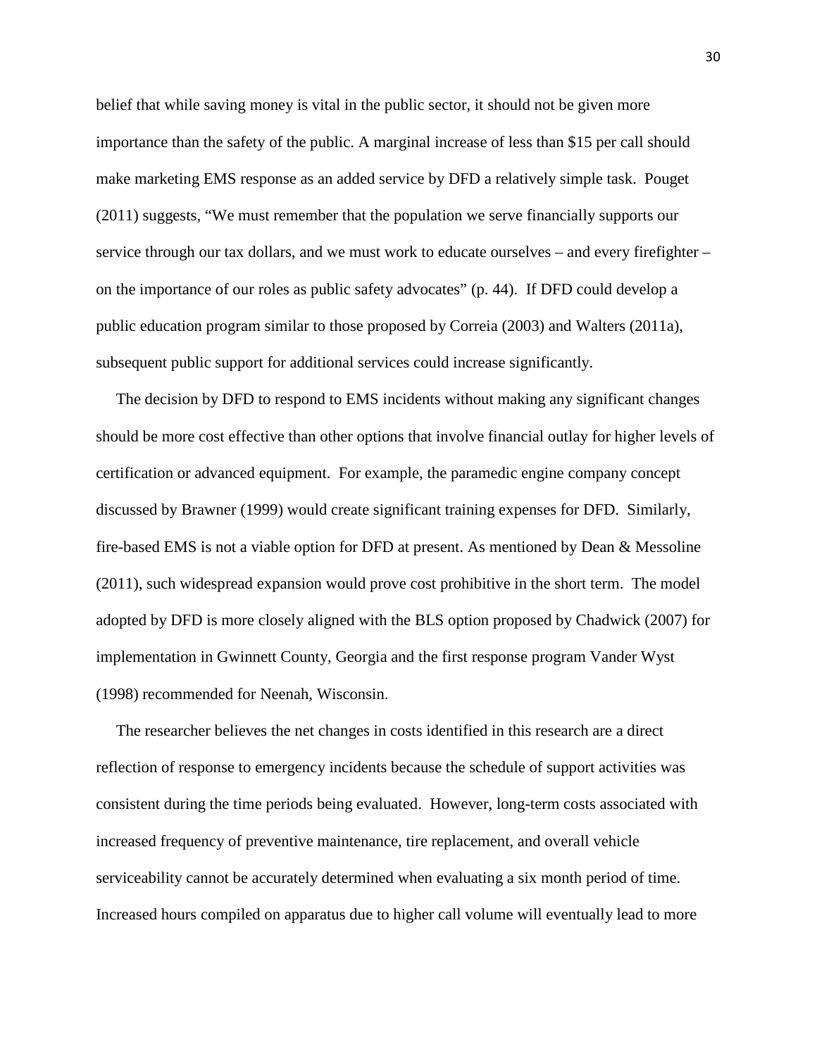belief that while saving money is vital in the public sector, it should not be given more importance than the safety of the public. A marginal increase of less than $15 per call should make marketing EMS response as an added service by DFD a relatively simple task. Pouget (2011) suggests, "We must remember that the population we serve financially supports our service through our tax dollars, and we must work to educate ourselves – and every firefighter – on the importance of our roles as public safety advocates" (p. 44). If DFD could develop a public education program similar to those proposed by Correia (2003) and Walters (2011a), subsequent public support for additional services could increase significantly.

The decision by DFD to respond to EMS incidents without making any significant changes should be more cost effective than other options that involve financial outlay for higher levels of certification or advanced equipment. For example, the paramedic engine company concept discussed by Brawner (1999) would create significant training expenses for DFD. Similarly, fire-based EMS is not a viable option for DFD at present. As mentioned by Dean & Messoline (2011), such widespread expansion would prove cost prohibitive in the short term. The model adopted by DFD is more closely aligned with the BLS option proposed by Chadwick (2007) for implementation in Gwinnett County, Georgia and the first response program Vander Wyst (1998) recommended for Neenah, Wisconsin.

The researcher believes the net changes in costs identified in this research are a direct reflection of response to emergency incidents because the schedule of support activities was consistent during the time periods being evaluated. However, long-term costs associated with increased frequency of preventive maintenance, tire replacement, and overall vehicle serviceability cannot be accurately determined when evaluating a six month period of time. Increased hours compiled on apparatus due to higher call volume will eventually lead to more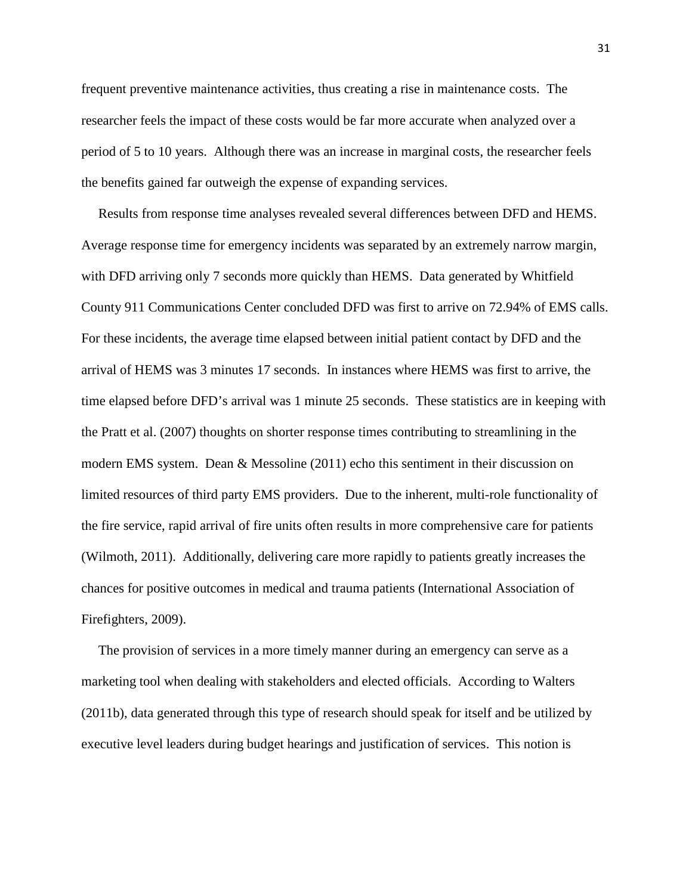frequent preventive maintenance activities, thus creating a rise in maintenance costs. The researcher feels the impact of these costs would be far more accurate when analyzed over a period of 5 to 10 years. Although there was an increase in marginal costs, the researcher feels the benefits gained far outweigh the expense of expanding services.

Results from response time analyses revealed several differences between DFD and HEMS. Average response time for emergency incidents was separated by an extremely narrow margin, with DFD arriving only 7 seconds more quickly than HEMS. Data generated by Whitfield County 911 Communications Center concluded DFD was first to arrive on 72.94% of EMS calls. For these incidents, the average time elapsed between initial patient contact by DFD and the arrival of HEMS was 3 minutes 17 seconds. In instances where HEMS was first to arrive, the time elapsed before DFD's arrival was 1 minute 25 seconds. These statistics are in keeping with the Pratt et al. (2007) thoughts on shorter response times contributing to streamlining in the modern EMS system. Dean & Messoline (2011) echo this sentiment in their discussion on limited resources of third party EMS providers. Due to the inherent, multi-role functionality of the fire service, rapid arrival of fire units often results in more comprehensive care for patients (Wilmoth, 2011). Additionally, delivering care more rapidly to patients greatly increases the chances for positive outcomes in medical and trauma patients (International Association of Firefighters, 2009).

The provision of services in a more timely manner during an emergency can serve as a marketing tool when dealing with stakeholders and elected officials. According to Walters (2011b), data generated through this type of research should speak for itself and be utilized by executive level leaders during budget hearings and justification of services. This notion is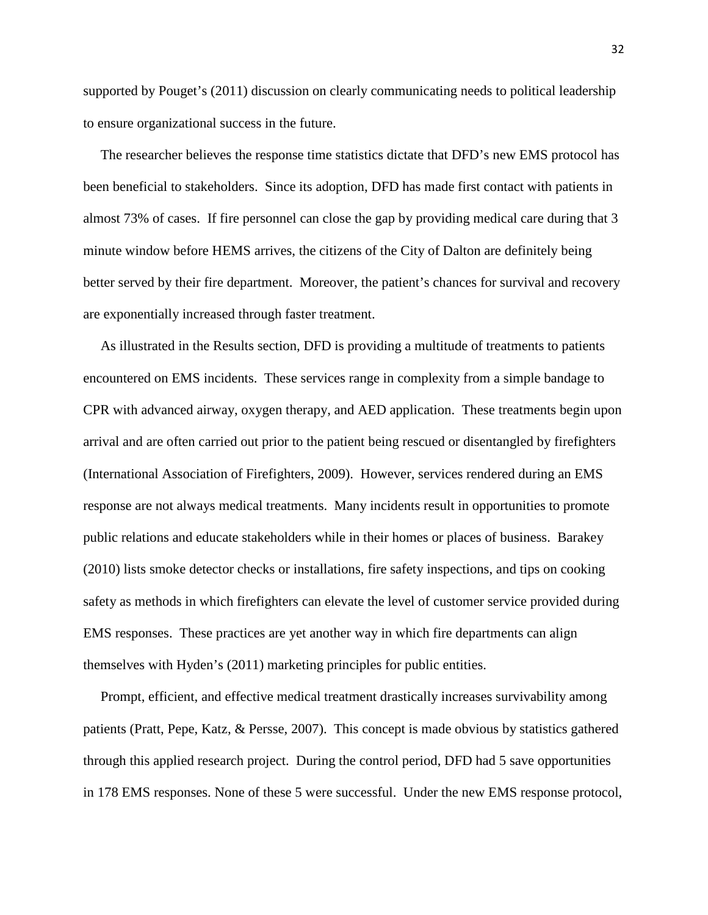supported by Pouget's (2011) discussion on clearly communicating needs to political leadership to ensure organizational success in the future.

The researcher believes the response time statistics dictate that DFD's new EMS protocol has been beneficial to stakeholders. Since its adoption, DFD has made first contact with patients in almost 73% of cases. If fire personnel can close the gap by providing medical care during that 3 minute window before HEMS arrives, the citizens of the City of Dalton are definitely being better served by their fire department. Moreover, the patient's chances for survival and recovery are exponentially increased through faster treatment.

As illustrated in the Results section, DFD is providing a multitude of treatments to patients encountered on EMS incidents. These services range in complexity from a simple bandage to CPR with advanced airway, oxygen therapy, and AED application. These treatments begin upon arrival and are often carried out prior to the patient being rescued or disentangled by firefighters (International Association of Firefighters, 2009). However, services rendered during an EMS response are not always medical treatments. Many incidents result in opportunities to promote public relations and educate stakeholders while in their homes or places of business. Barakey (2010) lists smoke detector checks or installations, fire safety inspections, and tips on cooking safety as methods in which firefighters can elevate the level of customer service provided during EMS responses. These practices are yet another way in which fire departments can align themselves with Hyden's (2011) marketing principles for public entities.

Prompt, efficient, and effective medical treatment drastically increases survivability among patients (Pratt, Pepe, Katz, & Persse, 2007). This concept is made obvious by statistics gathered through this applied research project. During the control period, DFD had 5 save opportunities in 178 EMS responses. None of these 5 were successful. Under the new EMS response protocol,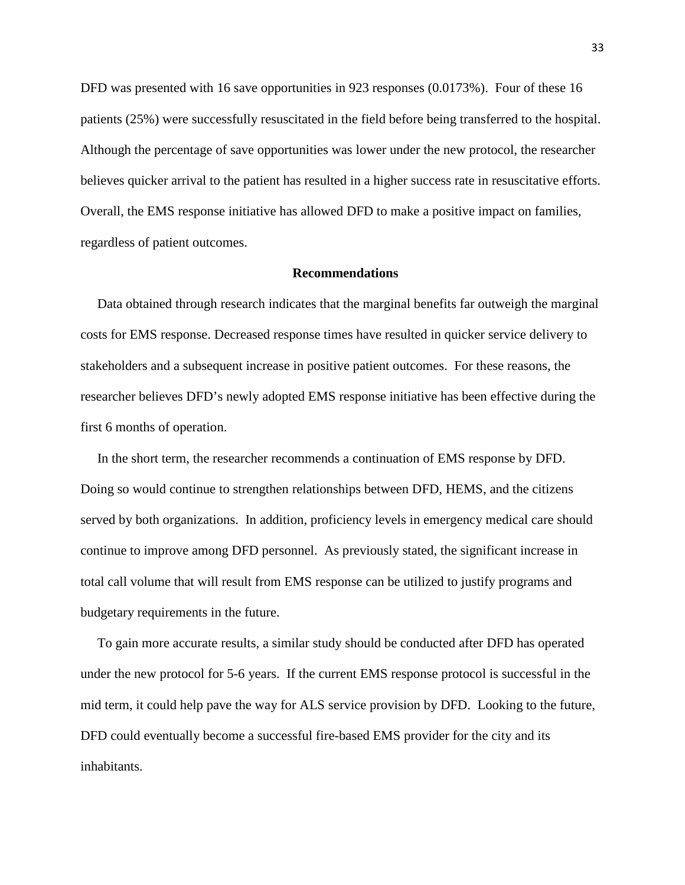DFD was presented with 16 save opportunities in 923 responses (0.0173%). Four of these 16 patients (25%) were successfully resuscitated in the field before being transferred to the hospital. Although the percentage of save opportunities was lower under the new protocol, the researcher believes quicker arrival to the patient has resulted in a higher success rate in resuscitative efforts. Overall, the EMS response initiative has allowed DFD to make a positive impact on families, regardless of patient outcomes.

## Recommendations

Data obtained through research indicates that the marginal benefits far outweigh the marginal costs for EMS response. Decreased response times have resulted in quicker service delivery to stakeholders and a subsequent increase in positive patient outcomes. For these reasons, the researcher believes DFD's newly adopted EMS response initiative has been effective during the first 6 months of operation.

In the short term, the researcher recommends a continuation of EMS response by DFD. Doing so would continue to strengthen relationships between DFD, HEMS, and the citizens served by both organizations. In addition, proficiency levels in emergency medical care should continue to improve among DFD personnel. As previously stated, the significant increase in total call volume that will result from EMS response can be utilized to justify programs and budgetary requirements in the future.

To gain more accurate results, a similar study should be conducted after DFD has operated under the new protocol for 5-6 years. If the current EMS response protocol is successful in the mid term, it could help pave the way for ALS service provision by DFD. Looking to the future, DFD could eventually become a successful fire-based EMS provider for the city and its inhabitants.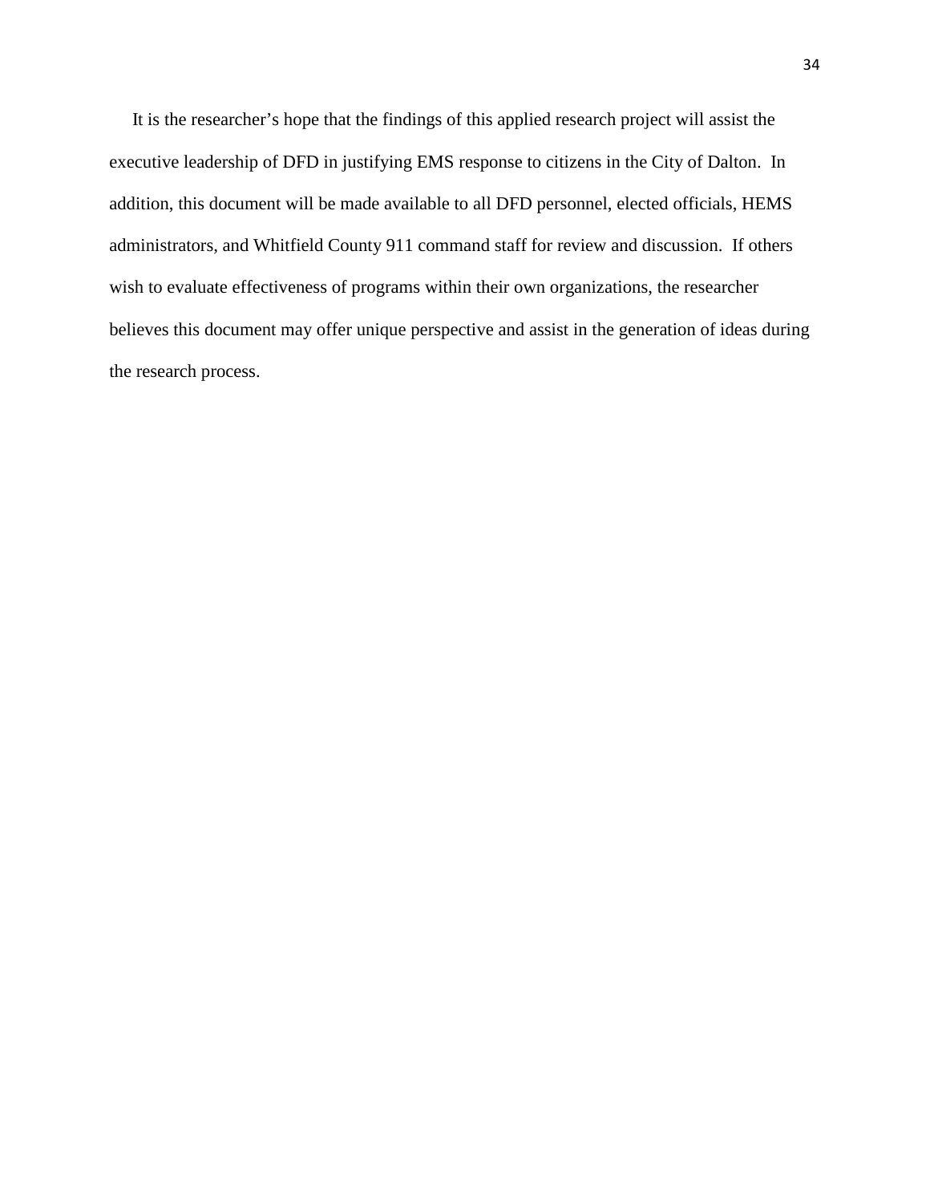It is the researcher's hope that the findings of this applied research project will assist the executive leadership of DFD in justifying EMS response to citizens in the City of Dalton. In addition, this document will be made available to all DFD personnel, elected officials, HEMS administrators, and Whitfield County 911 command staff for review and discussion. If others wish to evaluate effectiveness of programs within their own organizations, the researcher believes this document may offer unique perspective and assist in the generation of ideas during the research process.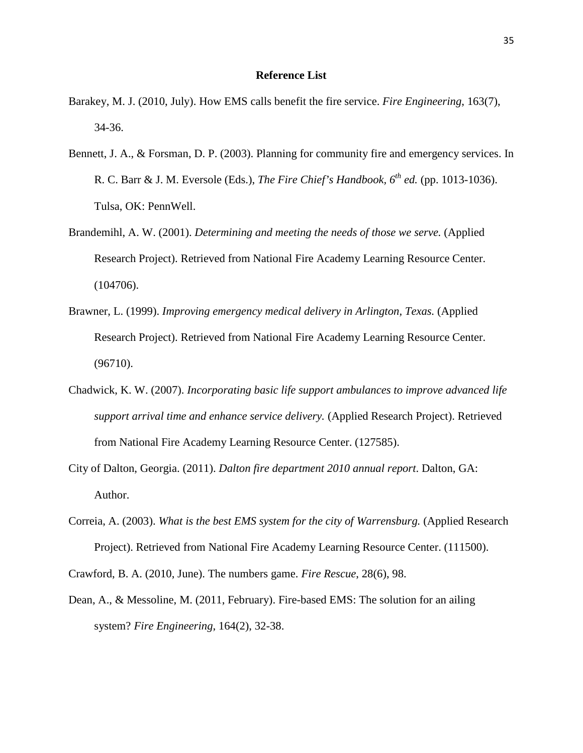## Reference List

Barakey, M. J. (2010, July). How EMS calls benefit the fire service. *Fire Engineering*, 163(7), 34-36.

Bennett, J. A., & Forsman, D. P. (2003). Planning for community fire and emergency services. In R. C. Barr & J. M. Eversole (Eds.), *The Fire Chief's Handbook, 6th ed.* (pp. 1013-1036). Tulsa, OK: PennWell.

Brandemihl, A. W. (2001). *Determining and meeting the needs of those we serve.* (Applied Research Project). Retrieved from National Fire Academy Learning Resource Center. (104706).

Brawner, L. (1999). *Improving emergency medical delivery in Arlington, Texas.* (Applied Research Project). Retrieved from National Fire Academy Learning Resource Center. (96710).

Chadwick, K. W. (2007). *Incorporating basic life support ambulances to improve advanced life support arrival time and enhance service delivery.* (Applied Research Project). Retrieved from National Fire Academy Learning Resource Center. (127585).

City of Dalton, Georgia. (2011). *Dalton fire department 2010 annual report*. Dalton, GA: Author.

Correia, A. (2003). *What is the best EMS system for the city of Warrensburg.* (Applied Research Project). Retrieved from National Fire Academy Learning Resource Center. (111500).

Crawford, B. A. (2010, June). The numbers game. *Fire Rescue*, 28(6), 98.

Dean, A., & Messoline, M. (2011, February). Fire-based EMS: The solution for an ailing system? *Fire Engineering*, 164(2), 32-38.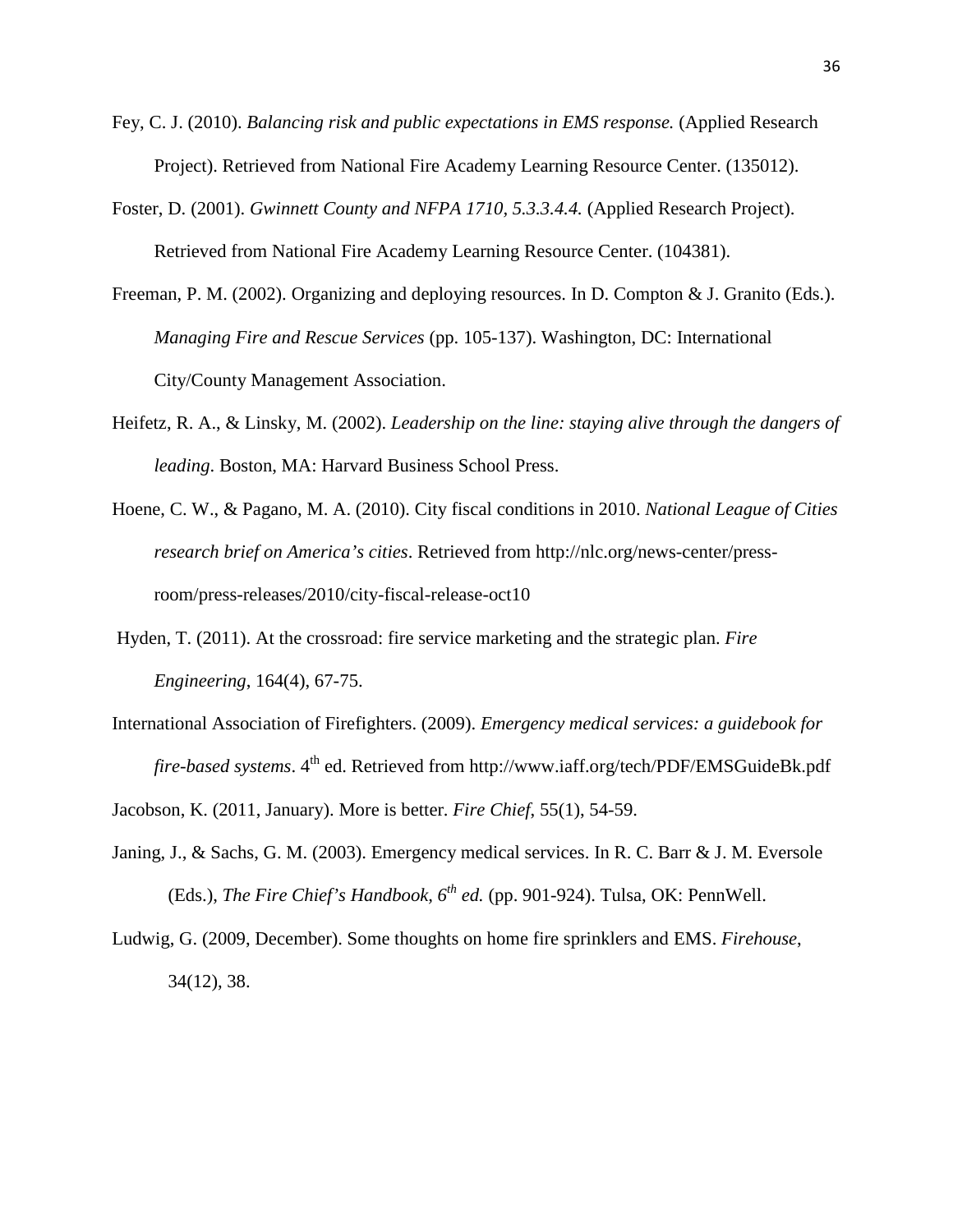Fey, C. J. (2010). *Balancing risk and public expectations in EMS response.* (Applied Research Project). Retrieved from National Fire Academy Learning Resource Center. (135012).

Foster, D. (2001). *Gwinnett County and NFPA 1710, 5.3.3.4.4.* (Applied Research Project). Retrieved from National Fire Academy Learning Resource Center. (104381).

Freeman, P. M. (2002). Organizing and deploying resources. In D. Compton & J. Granito (Eds.). *Managing Fire and Rescue Services* (pp. 105-137). Washington, DC: International City/County Management Association.

Heifetz, R. A., & Linsky, M. (2002). *Leadership on the line: staying alive through the dangers of leading*. Boston, MA: Harvard Business School Press.

Hoene, C. W., & Pagano, M. A. (2010). City fiscal conditions in 2010. *National League of Cities research brief on America's cities*. Retrieved from http://nlc.org/news-center/press-room/press-releases/2010/city-fiscal-release-oct10

Hyden, T. (2011). At the crossroad: fire service marketing and the strategic plan. *Fire Engineering*, 164(4), 67-75.

International Association of Firefighters. (2009). *Emergency medical services: a guidebook for fire-based systems*. 4th ed. Retrieved from http://www.iaff.org/tech/PDF/EMSGuideBk.pdf

Jacobson, K. (2011, January). More is better. *Fire Chief*, 55(1), 54-59.

Janing, J., & Sachs, G. M. (2003). Emergency medical services. In R. C. Barr & J. M. Eversole (Eds.), *The Fire Chief's Handbook, 6th ed.* (pp. 901-924). Tulsa, OK: PennWell.

Ludwig, G. (2009, December). Some thoughts on home fire sprinklers and EMS. *Firehouse*, 34(12), 38.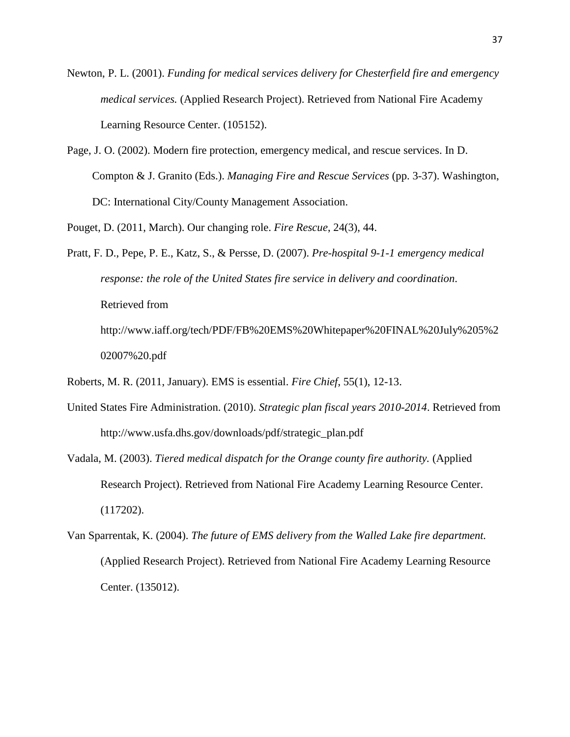Newton, P. L. (2001). *Funding for medical services delivery for Chesterfield fire and emergency medical services.* (Applied Research Project). Retrieved from National Fire Academy Learning Resource Center. (105152).

Page, J. O. (2002). Modern fire protection, emergency medical, and rescue services. In D. Compton & J. Granito (Eds.). *Managing Fire and Rescue Services* (pp. 3-37). Washington, DC: International City/County Management Association.

Pouget, D. (2011, March). Our changing role. *Fire Rescue*, 24(3), 44.

Pratt, F. D., Pepe, P. E., Katz, S., & Persse, D. (2007). *Pre-hospital 9-1-1 emergency medical response: the role of the United States fire service in delivery and coordination.* Retrieved from http://www.iaff.org/tech/PDF/FB%20EMS%20Whitepaper%20FINAL%20July%205%202007%20.pdf

Roberts, M. R. (2011, January). EMS is essential. *Fire Chief*, 55(1), 12-13.

United States Fire Administration. (2010). *Strategic plan fiscal years 2010-2014*. Retrieved from http://www.usfa.dhs.gov/downloads/pdf/strategic_plan.pdf

Vadala, M. (2003). *Tiered medical dispatch for the Orange county fire authority.* (Applied Research Project). Retrieved from National Fire Academy Learning Resource Center. (117202).

Van Sparrentak, K. (2004). *The future of EMS delivery from the Walled Lake fire department.* (Applied Research Project). Retrieved from National Fire Academy Learning Resource Center. (135012).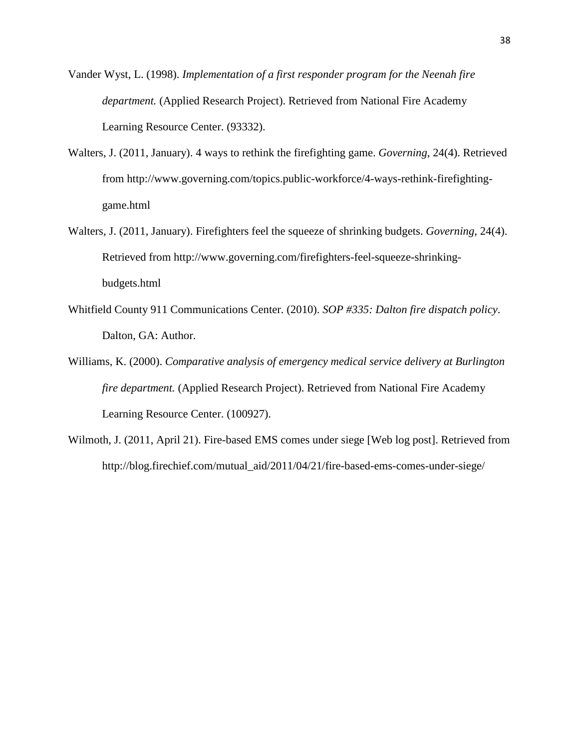Vander Wyst, L. (1998). *Implementation of a first responder program for the Neenah fire department.* (Applied Research Project). Retrieved from National Fire Academy Learning Resource Center. (93332).

Walters, J. (2011, January). 4 ways to rethink the firefighting game. *Governing*, 24(4). Retrieved from http://www.governing.com/topics.public-workforce/4-ways-rethink-firefighting-game.html

Walters, J. (2011, January). Firefighters feel the squeeze of shrinking budgets. *Governing*, 24(4). Retrieved from http://www.governing.com/firefighters-feel-squeeze-shrinking-budgets.html

Whitfield County 911 Communications Center. (2010). *SOP #335: Dalton fire dispatch policy*. Dalton, GA: Author.

Williams, K. (2000). *Comparative analysis of emergency medical service delivery at Burlington fire department.* (Applied Research Project). Retrieved from National Fire Academy Learning Resource Center. (100927).

Wilmoth, J. (2011, April 21). Fire-based EMS comes under siege [Web log post]. Retrieved from http://blog.firechief.com/mutual_aid/2011/04/21/fire-based-ems-comes-under-siege/